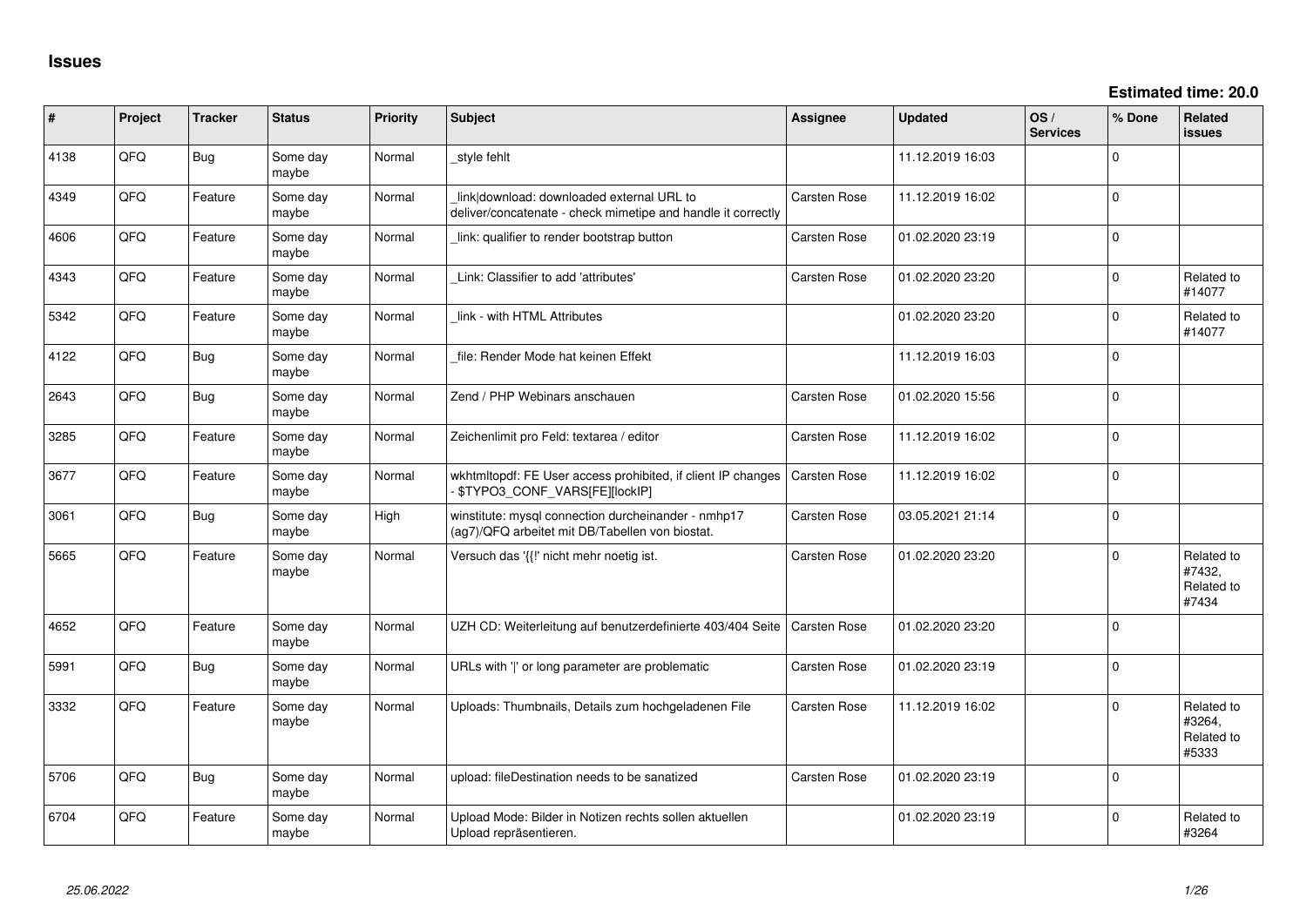# Issues

**Estimated time: 20.0**

| # | Project | Tracker | Status | Priority | Subject | Assignee | Updated | OS / Services | % Done | Related issues |
|---|---|---|---|---|---|---|---|---|---|---|
| 4138 | QFO | Bug | Some day maybe | Normal | _style fehlt | | 11.12.2019 16:03 | | 0 | |
| 4349 | QFO | Feature | Some day maybe | Normal | _link\|download: downloaded external URL to deliver/concatenate - check mimetipe and handle it correctly | Carsten Rose | 11.12.2019 16:02 | | 0 | |
| 4606 | QFO | Feature | Some day maybe | Normal | _link: qualifier to render bootstrap button | Carsten Rose | 01.02.2020 23:19 | | 0 | |
| 4343 | QFO | Feature | Some day maybe | Normal | _Link: Classifier to add 'attributes' | Carsten Rose | 01.02.2020 23:20 | | 0 | Related to #14077 |
| 5342 | QFO | Feature | Some day maybe | Normal | _link - with HTML Attributes | | 01.02.2020 23:20 | | 0 | Related to #14077 |
| 4122 | QFO | Bug | Some day maybe | Normal | _file: Render Mode hat keinen Effekt | | 11.12.2019 16:03 | | 0 | |
| 2643 | QFO | Bug | Some day maybe | Normal | Zend / PHP Webinars anschauen | Carsten Rose | 01.02.2020 15:56 | | 0 | |
| 3285 | QFO | Feature | Some day maybe | Normal | Zeichenlimit pro Feld: textarea / editor | Carsten Rose | 11.12.2019 16:02 | | 0 | |
| 3677 | QFO | Feature | Some day maybe | Normal | wkhtmltopdf: FE User access prohibited, if client IP changes - $TYPO3_CONF_VARS[FE][lockIP] | Carsten Rose | 11.12.2019 16:02 | | 0 | |
| 3061 | QFO | Bug | Some day maybe | High | winstitute: mysql connection durcheinander - nmhp17 (ag7)/QFQ arbeitet mit DB/Tabellen von biostat. | Carsten Rose | 03.05.2021 21:14 | | 0 | |
| 5665 | QFO | Feature | Some day maybe | Normal | Versuch das '{{!' nicht mehr noetig ist. | Carsten Rose | 01.02.2020 23:20 | | 0 | Related to #7432, Related to #7434 |
| 4652 | QFO | Feature | Some day maybe | Normal | UZH CD: Weiterleitung auf benutzerdefinierte 403/404 Seite | Carsten Rose | 01.02.2020 23:20 | | 0 | |
| 5991 | QFO | Bug | Some day maybe | Normal | URLs with '\|' or long parameter are problematic | Carsten Rose | 01.02.2020 23:19 | | 0 | |
| 3332 | QFO | Feature | Some day maybe | Normal | Uploads: Thumbnails, Details zum hochgeladenen File | Carsten Rose | 11.12.2019 16:02 | | 0 | Related to #3264, Related to #5333 |
| 5706 | QFO | Bug | Some day maybe | Normal | upload: fileDestination needs to be sanatized | Carsten Rose | 01.02.2020 23:19 | | 0 | |
| 6704 | QFO | Feature | Some day maybe | Normal | Upload Mode: Bilder in Notizen rechts sollen aktuellen Upload repräsentieren. | | 01.02.2020 23:19 | | 0 | Related to #3264 |

25.06.2022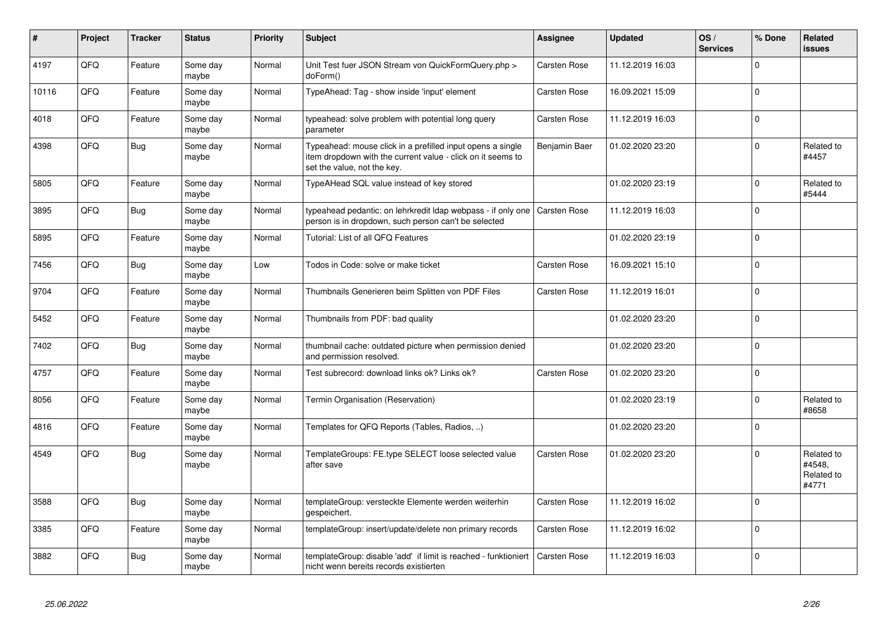| # | Project | Tracker | Status | Priority | Subject | Assignee | Updated | OS / Services | % Done | Related issues |
|---|---|---|---|---|---|---|---|---|---|---|
| 4197 | QFQ | Feature | Some day maybe | Normal | Unit Test fuer JSON Stream von QuickFormQuery.php > doForm() | Carsten Rose | 11.12.2019 16:03 | | 0 | |
| 10116 | QFQ | Feature | Some day maybe | Normal | TypeAhead: Tag - show inside 'input' element | Carsten Rose | 16.09.2021 15:09 | | 0 | |
| 4018 | QFQ | Feature | Some day maybe | Normal | typeahead: solve problem with potential long query parameter | Carsten Rose | 11.12.2019 16:03 | | 0 | |
| 4398 | QFQ | Bug | Some day maybe | Normal | Typeahead: mouse click in a prefilled input opens a single item dropdown with the current value - click on it seems to set the value, not the key. | Benjamin Baer | 01.02.2020 23:20 | | 0 | Related to #4457 |
| 5805 | QFQ | Feature | Some day maybe | Normal | TypeAHead SQL value instead of key stored | | 01.02.2020 23:19 | | 0 | Related to #5444 |
| 3895 | QFQ | Bug | Some day maybe | Normal | typeahead pedantic: on lehrkredit ldap webpass - if only one person is in dropdown, such person can't be selected | Carsten Rose | 11.12.2019 16:03 | | 0 | |
| 5895 | QFQ | Feature | Some day maybe | Normal | Tutorial: List of all QFQ Features | | 01.02.2020 23:19 | | 0 | |
| 7456 | QFQ | Bug | Some day maybe | Low | Todos in Code: solve or make ticket | Carsten Rose | 16.09.2021 15:10 | | 0 | |
| 9704 | QFQ | Feature | Some day maybe | Normal | Thumbnails Generieren beim Splitten von PDF Files | Carsten Rose | 11.12.2019 16:01 | | 0 | |
| 5452 | QFQ | Feature | Some day maybe | Normal | Thumbnails from PDF: bad quality | | 01.02.2020 23:20 | | 0 | |
| 7402 | QFQ | Bug | Some day maybe | Normal | thumbnail cache: outdated picture when permission denied and permission resolved. | | 01.02.2020 23:20 | | 0 | |
| 4757 | QFQ | Feature | Some day maybe | Normal | Test subrecord: download links ok? Links ok? | Carsten Rose | 01.02.2020 23:20 | | 0 | |
| 8056 | QFQ | Feature | Some day maybe | Normal | Termin Organisation (Reservation) | | 01.02.2020 23:19 | | 0 | Related to #8658 |
| 4816 | QFQ | Feature | Some day maybe | Normal | Templates for QFQ Reports (Tables, Radios, ..) | | 01.02.2020 23:20 | | 0 | |
| 4549 | QFQ | Bug | Some day maybe | Normal | TemplateGroups: FE.type SELECT loose selected value after save | Carsten Rose | 01.02.2020 23:20 | | 0 | Related to #4548, Related to #4771 |
| 3588 | QFQ | Bug | Some day maybe | Normal | templateGroup: versteckte Elemente werden weiterhin gespeichert. | Carsten Rose | 11.12.2019 16:02 | | 0 | |
| 3385 | QFQ | Feature | Some day maybe | Normal | templateGroup: insert/update/delete non primary records | Carsten Rose | 11.12.2019 16:02 | | 0 | |
| 3882 | QFQ | Bug | Some day maybe | Normal | templateGroup: disable 'add' if limit is reached - funktioniert nicht wenn bereits records existierten | Carsten Rose | 11.12.2019 16:03 | | 0 | |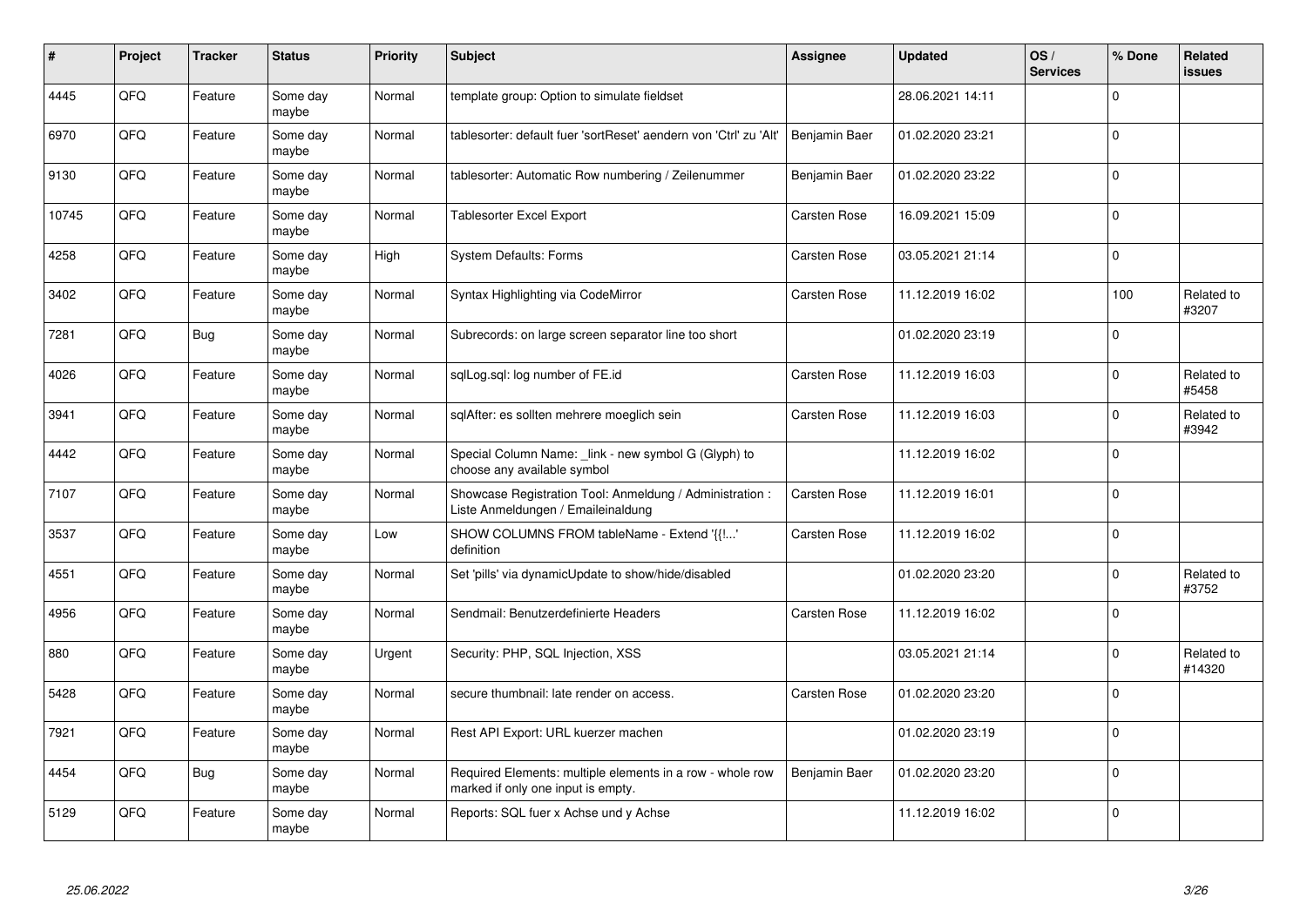| # | Project | Tracker | Status | Priority | Subject | Assignee | Updated | OS / Services | % Done | Related issues |
|---|---|---|---|---|---|---|---|---|---|---|
| 4445 | QFQ | Feature | Some day maybe | Normal | template group: Option to simulate fieldset | | 28.06.2021 14:11 | | 0 | |
| 6970 | QFQ | Feature | Some day maybe | Normal | tablesorter: default fuer 'sortReset' aendern von 'Ctrl' zu 'Alt' | Benjamin Baer | 01.02.2020 23:21 | | 0 | |
| 9130 | QFQ | Feature | Some day maybe | Normal | tablesorter: Automatic Row numbering / Zeilenummer | Benjamin Baer | 01.02.2020 23:22 | | 0 | |
| 10745 | QFQ | Feature | Some day maybe | Normal | Tablesorter Excel Export | Carsten Rose | 16.09.2021 15:09 | | 0 | |
| 4258 | QFQ | Feature | Some day maybe | High | System Defaults: Forms | Carsten Rose | 03.05.2021 21:14 | | 0 | |
| 3402 | QFQ | Feature | Some day maybe | Normal | Syntax Highlighting via CodeMirror | Carsten Rose | 11.12.2019 16:02 | | 100 | Related to #3207 |
| 7281 | QFQ | Bug | Some day maybe | Normal | Subrecords: on large screen separator line too short | | 01.02.2020 23:19 | | 0 | |
| 4026 | QFQ | Feature | Some day maybe | Normal | sqlLog.sql: log number of FE.id | Carsten Rose | 11.12.2019 16:03 | | 0 | Related to #5458 |
| 3941 | QFQ | Feature | Some day maybe | Normal | sqlAfter: es sollten mehrere moeglich sein | Carsten Rose | 11.12.2019 16:03 | | 0 | Related to #3942 |
| 4442 | QFQ | Feature | Some day maybe | Normal | Special Column Name: _link - new symbol G (Glyph) to choose any available symbol | | 11.12.2019 16:02 | | 0 | |
| 7107 | QFQ | Feature | Some day maybe | Normal | Showcase Registration Tool: Anmeldung / Administration : Liste Anmeldungen / Emaileinaldung | Carsten Rose | 11.12.2019 16:01 | | 0 | |
| 3537 | QFQ | Feature | Some day maybe | Low | SHOW COLUMNS FROM tableName - Extend '{{!...' definition | Carsten Rose | 11.12.2019 16:02 | | 0 | |
| 4551 | QFQ | Feature | Some day maybe | Normal | Set 'pills' via dynamicUpdate to show/hide/disabled | | 01.02.2020 23:20 | | 0 | Related to #3752 |
| 4956 | QFQ | Feature | Some day maybe | Normal | Sendmail: Benutzerdefinierte Headers | Carsten Rose | 11.12.2019 16:02 | | 0 | |
| 880 | QFQ | Feature | Some day maybe | Urgent | Security: PHP, SQL Injection, XSS | | 03.05.2021 21:14 | | 0 | Related to #14320 |
| 5428 | QFQ | Feature | Some day maybe | Normal | secure thumbnail: late render on access. | Carsten Rose | 01.02.2020 23:20 | | 0 | |
| 7921 | QFQ | Feature | Some day maybe | Normal | Rest API Export: URL kuerzer machen | | 01.02.2020 23:19 | | 0 | |
| 4454 | QFQ | Bug | Some day maybe | Normal | Required Elements: multiple elements in a row - whole row marked if only one input is empty. | Benjamin Baer | 01.02.2020 23:20 | | 0 | |
| 5129 | QFQ | Feature | Some day maybe | Normal | Reports: SQL fuer x Achse und y Achse | | 11.12.2019 16:02 | | 0 | |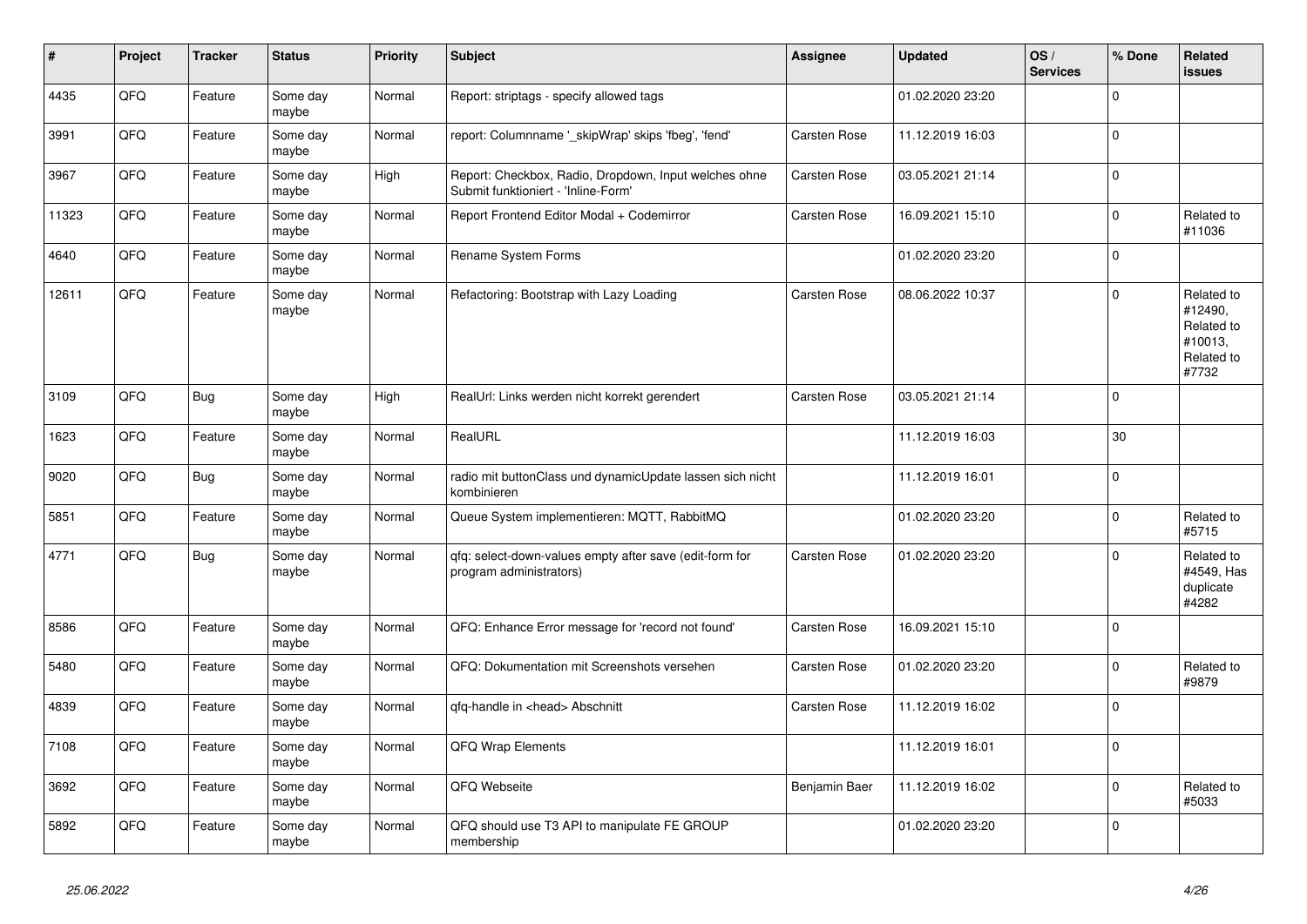| # | Project | Tracker | Status | Priority | Subject | Assignee | Updated | OS / Services | % Done | Related issues |
|---|---|---|---|---|---|---|---|---|---|---|
| 4435 | QFQ | Feature | Some day maybe | Normal | Report: striptags - specify allowed tags | | 01.02.2020 23:20 | | 0 | |
| 3991 | QFQ | Feature | Some day maybe | Normal | report: Columnname '_skipWrap' skips 'fbeg', 'fend' | Carsten Rose | 11.12.2019 16:03 | | 0 | |
| 3967 | QFQ | Feature | Some day maybe | High | Report: Checkbox, Radio, Dropdown, Input welches ohne Submit funktioniert - 'Inline-Form' | Carsten Rose | 03.05.2021 21:14 | | 0 | |
| 11323 | QFQ | Feature | Some day maybe | Normal | Report Frontend Editor Modal + Codemirror | Carsten Rose | 16.09.2021 15:10 | | 0 | Related to #11036 |
| 4640 | QFQ | Feature | Some day maybe | Normal | Rename System Forms | | 01.02.2020 23:20 | | 0 | |
| 12611 | QFQ | Feature | Some day maybe | Normal | Refactoring: Bootstrap with Lazy Loading | Carsten Rose | 08.06.2022 10:37 | | 0 | Related to #12490, Related to #10013, Related to #7732 |
| 3109 | QFQ | Bug | Some day maybe | High | RealUrl: Links werden nicht korrekt gerendert | Carsten Rose | 03.05.2021 21:14 | | 0 | |
| 1623 | QFQ | Feature | Some day maybe | Normal | RealURL | | 11.12.2019 16:03 | | 30 | |
| 9020 | QFQ | Bug | Some day maybe | Normal | radio mit buttonClass und dynamicUpdate lassen sich nicht kombinieren | | 11.12.2019 16:01 | | 0 | |
| 5851 | QFQ | Feature | Some day maybe | Normal | Queue System implementieren: MQTT, RabbitMQ | | 01.02.2020 23:20 | | 0 | Related to #5715 |
| 4771 | QFQ | Bug | Some day maybe | Normal | qfq: select-down-values empty after save (edit-form for program administrators) | Carsten Rose | 01.02.2020 23:20 | | 0 | Related to #4549, Has duplicate #4282 |
| 8586 | QFQ | Feature | Some day maybe | Normal | QFQ: Enhance Error message for 'record not found' | Carsten Rose | 16.09.2021 15:10 | | 0 | |
| 5480 | QFQ | Feature | Some day maybe | Normal | QFQ: Dokumentation mit Screenshots versehen | Carsten Rose | 01.02.2020 23:20 | | 0 | Related to #9879 |
| 4839 | QFQ | Feature | Some day maybe | Normal | qfq-handle in <head> Abschnitt | Carsten Rose | 11.12.2019 16:02 | | 0 | |
| 7108 | QFQ | Feature | Some day maybe | Normal | QFQ Wrap Elements | | 11.12.2019 16:01 | | 0 | |
| 3692 | QFQ | Feature | Some day maybe | Normal | QFQ Webseite | Benjamin Baer | 11.12.2019 16:02 | | 0 | Related to #5033 |
| 5892 | QFQ | Feature | Some day maybe | Normal | QFQ should use T3 API to manipulate FE GROUP membership | | 01.02.2020 23:20 | | 0 | |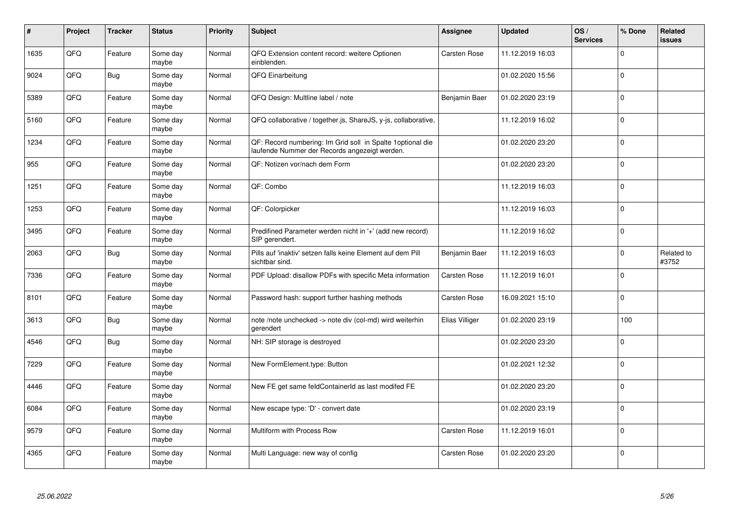| # | Project | Tracker | Status | Priority | Subject | Assignee | Updated | OS / Services | % Done | Related issues |
|---|---|---|---|---|---|---|---|---|---|---|
| 1635 | QFQ | Feature | Some day maybe | Normal | QFQ Extension content record: weitere Optionen einblenden. | Carsten Rose | 11.12.2019 16:03 | | 0 | |
| 9024 | QFQ | Bug | Some day maybe | Normal | QFQ Einarbeitung | | 01.02.2020 15:56 | | 0 | |
| 5389 | QFQ | Feature | Some day maybe | Normal | QFQ Design: Multline label / note | Benjamin Baer | 01.02.2020 23:19 | | 0 | |
| 5160 | QFQ | Feature | Some day maybe | Normal | QFQ collaborative / together.js, ShareJS, y-js, collaborative, | | 11.12.2019 16:02 | | 0 | |
| 1234 | QFQ | Feature | Some day maybe | Normal | QF: Record numbering: Im Grid soll in Spalte 1optional die laufende Nummer der Records angezeigt werden. | | 01.02.2020 23:20 | | 0 | |
| 955 | QFQ | Feature | Some day maybe | Normal | QF: Notizen vor/nach dem Form | | 01.02.2020 23:20 | | 0 | |
| 1251 | QFQ | Feature | Some day maybe | Normal | QF: Combo | | 11.12.2019 16:03 | | 0 | |
| 1253 | QFQ | Feature | Some day maybe | Normal | QF: Colorpicker | | 11.12.2019 16:03 | | 0 | |
| 3495 | QFQ | Feature | Some day maybe | Normal | Predifined Parameter werden nicht in '+' (add new record) SIP gerendert. | | 11.12.2019 16:02 | | 0 | |
| 2063 | QFQ | Bug | Some day maybe | Normal | Pills auf 'inaktiv' setzen falls keine Element auf dem Pill sichtbar sind. | Benjamin Baer | 11.12.2019 16:03 | | 0 | Related to #3752 |
| 7336 | QFQ | Feature | Some day maybe | Normal | PDF Upload: disallow PDFs with specific Meta information | Carsten Rose | 11.12.2019 16:01 | | 0 | |
| 8101 | QFQ | Feature | Some day maybe | Normal | Password hash: support further hashing methods | Carsten Rose | 16.09.2021 15:10 | | 0 | |
| 3613 | QFQ | Bug | Some day maybe | Normal | note /note unchecked -> note div (col-md) wird weiterhin gerendert | Elias Villiger | 01.02.2020 23:19 | | 100 | |
| 4546 | QFQ | Bug | Some day maybe | Normal | NH: SIP storage is destroyed | | 01.02.2020 23:20 | | 0 | |
| 7229 | QFQ | Feature | Some day maybe | Normal | New FormElement.type: Button | | 01.02.2021 12:32 | | 0 | |
| 4446 | QFQ | Feature | Some day maybe | Normal | New FE get same feldContainerId as last modifed FE | | 01.02.2020 23:20 | | 0 | |
| 6084 | QFQ | Feature | Some day maybe | Normal | New escape type: 'D' - convert date | | 01.02.2020 23:19 | | 0 | |
| 9579 | QFQ | Feature | Some day maybe | Normal | Multiform with Process Row | Carsten Rose | 11.12.2019 16:01 | | 0 | |
| 4365 | QFQ | Feature | Some day maybe | Normal | Multi Language: new way of config | Carsten Rose | 01.02.2020 23:20 | | 0 | |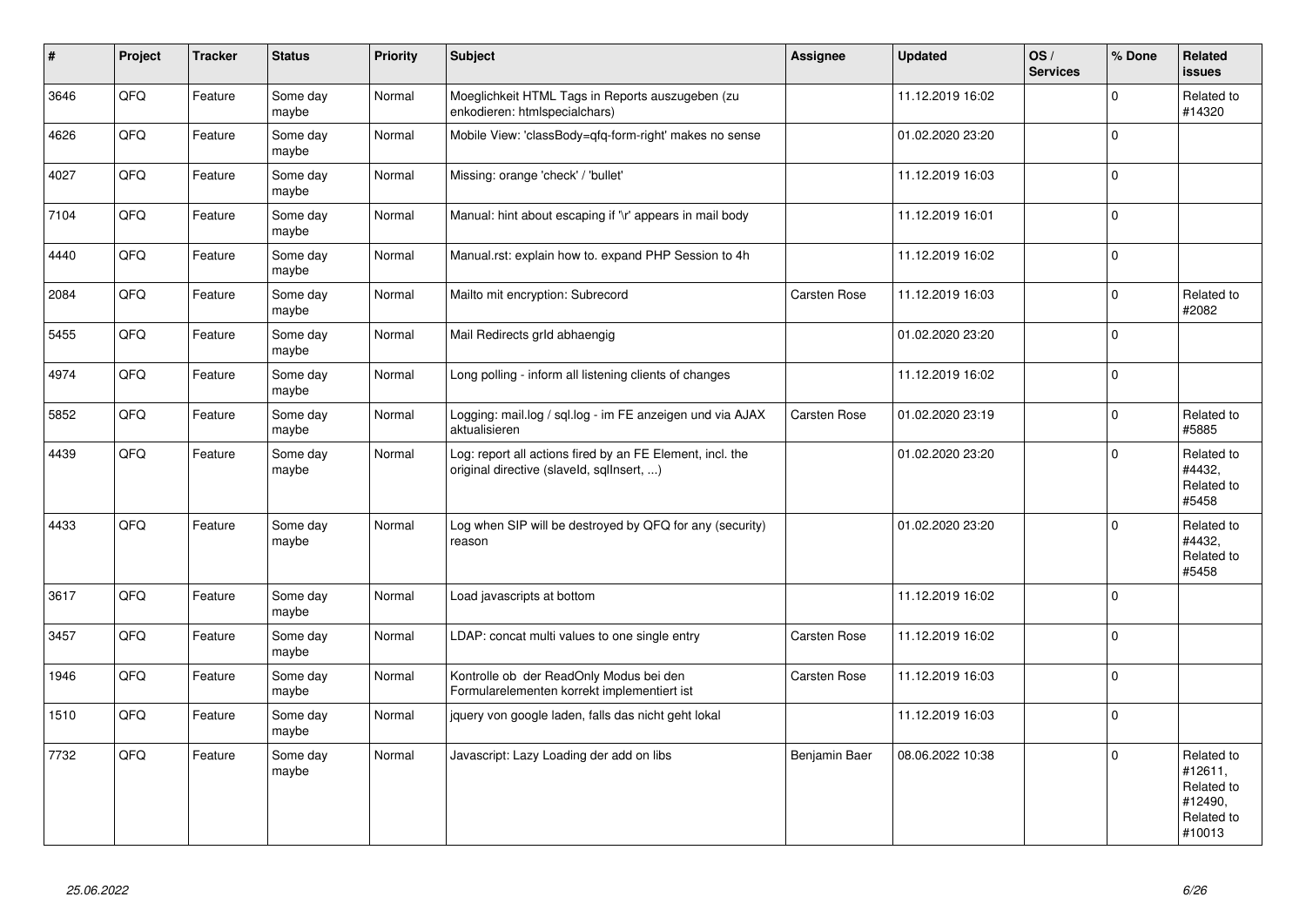| # | Project | Tracker | Status | Priority | Subject | Assignee | Updated | OS / Services | % Done | Related issues |
|---|---|---|---|---|---|---|---|---|---|---|
| 3646 | QFQ | Feature | Some day maybe | Normal | Moeglichkeit HTML Tags in Reports auszugeben (zu enkodieren: htmlspecialchars) | | 11.12.2019 16:02 | | 0 | Related to #14320 |
| 4626 | QFQ | Feature | Some day maybe | Normal | Mobile View: 'classBody=qfq-form-right' makes no sense | | 01.02.2020 23:20 | | 0 | |
| 4027 | QFQ | Feature | Some day maybe | Normal | Missing: orange 'check' / 'bullet' | | 11.12.2019 16:03 | | 0 | |
| 7104 | QFQ | Feature | Some day maybe | Normal | Manual: hint about escaping if '\r' appears in mail body | | 11.12.2019 16:01 | | 0 | |
| 4440 | QFQ | Feature | Some day maybe | Normal | Manual.rst: explain how to. expand PHP Session to 4h | | 11.12.2019 16:02 | | 0 | |
| 2084 | QFQ | Feature | Some day maybe | Normal | Mailto mit encryption: Subrecord | Carsten Rose | 11.12.2019 16:03 | | 0 | Related to #2082 |
| 5455 | QFQ | Feature | Some day maybe | Normal | Mail Redirects grId abhaengig | | 01.02.2020 23:20 | | 0 | |
| 4974 | QFQ | Feature | Some day maybe | Normal | Long polling - inform all listening clients of changes | | 11.12.2019 16:02 | | 0 | |
| 5852 | QFQ | Feature | Some day maybe | Normal | Logging: mail.log / sql.log - im FE anzeigen und via AJAX aktualisieren | Carsten Rose | 01.02.2020 23:19 | | 0 | Related to #5885 |
| 4439 | QFQ | Feature | Some day maybe | Normal | Log: report all actions fired by an FE Element, incl. the original directive (slaveId, sqlInsert, ...) | | 01.02.2020 23:20 | | 0 | Related to #4432, Related to #5458 |
| 4433 | QFQ | Feature | Some day maybe | Normal | Log when SIP will be destroyed by QFQ for any (security) reason | | 01.02.2020 23:20 | | 0 | Related to #4432, Related to #5458 |
| 3617 | QFQ | Feature | Some day maybe | Normal | Load javascripts at bottom | | 11.12.2019 16:02 | | 0 | |
| 3457 | QFQ | Feature | Some day maybe | Normal | LDAP: concat multi values to one single entry | Carsten Rose | 11.12.2019 16:02 | | 0 | |
| 1946 | QFQ | Feature | Some day maybe | Normal | Kontrolle ob der ReadOnly Modus bei den Formularelementen korrekt implementiert ist | Carsten Rose | 11.12.2019 16:03 | | 0 | |
| 1510 | QFQ | Feature | Some day maybe | Normal | jquery von google laden, falls das nicht geht lokal | | 11.12.2019 16:03 | | 0 | |
| 7732 | QFQ | Feature | Some day maybe | Normal | Javascript: Lazy Loading der add on libs | Benjamin Baer | 08.06.2022 10:38 | | 0 | Related to #12611, Related to #12490, Related to #10013 |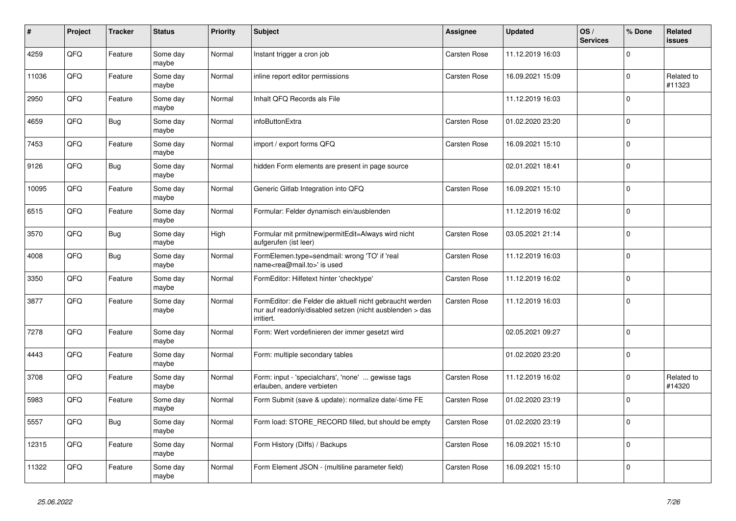| # | Project | Tracker | Status | Priority | Subject | Assignee | Updated | OS / Services | % Done | Related issues |
|---|---|---|---|---|---|---|---|---|---|---|
| 4259 | QFQ | Feature | Some day maybe | Normal | Instant trigger a cron job | Carsten Rose | 11.12.2019 16:03 | | 0 | |
| 11036 | QFQ | Feature | Some day maybe | Normal | inline report editor permissions | Carsten Rose | 16.09.2021 15:09 | | 0 | Related to #11323 |
| 2950 | QFQ | Feature | Some day maybe | Normal | Inhalt QFQ Records als File | | 11.12.2019 16:03 | | 0 | |
| 4659 | QFQ | Bug | Some day maybe | Normal | infoButtonExtra | Carsten Rose | 01.02.2020 23:20 | | 0 | |
| 7453 | QFQ | Feature | Some day maybe | Normal | import / export forms QFQ | Carsten Rose | 16.09.2021 15:10 | | 0 | |
| 9126 | QFQ | Bug | Some day maybe | Normal | hidden Form elements are present in page source | | 02.01.2021 18:41 | | 0 | |
| 10095 | QFQ | Feature | Some day maybe | Normal | Generic Gitlab Integration into QFQ | Carsten Rose | 16.09.2021 15:10 | | 0 | |
| 6515 | QFQ | Feature | Some day maybe | Normal | Formular: Felder dynamisch ein/ausblenden | | 11.12.2019 16:02 | | 0 | |
| 3570 | QFQ | Bug | Some day maybe | High | Formular mit prmitnew\|permitEdit=Always wird nicht aufgerufen (ist leer) | Carsten Rose | 03.05.2021 21:14 | | 0 | |
| 4008 | QFQ | Bug | Some day maybe | Normal | FormElemen.type=sendmail: wrong 'TO' if 'real name<rea@mail.to>' is used | Carsten Rose | 11.12.2019 16:03 | | 0 | |
| 3350 | QFQ | Feature | Some day maybe | Normal | FormEditor: Hilfetext hinter 'checktype' | Carsten Rose | 11.12.2019 16:02 | | 0 | |
| 3877 | QFQ | Feature | Some day maybe | Normal | FormEditor: die Felder die aktuell nicht gebraucht werden nur auf readonly/disabled setzen (nicht ausblenden > das irritiert. | Carsten Rose | 11.12.2019 16:03 | | 0 | |
| 7278 | QFQ | Feature | Some day maybe | Normal | Form: Wert vordefinieren der immer gesetzt wird | | 02.05.2021 09:27 | | 0 | |
| 4443 | QFQ | Feature | Some day maybe | Normal | Form: multiple secondary tables | | 01.02.2020 23:20 | | 0 | |
| 3708 | QFQ | Feature | Some day maybe | Normal | Form: input - 'specialchars', 'none' ... gewisse tags erlauben, andere verbieten | Carsten Rose | 11.12.2019 16:02 | | 0 | Related to #14320 |
| 5983 | QFQ | Feature | Some day maybe | Normal | Form Submit (save & update): normalize date/-time FE | Carsten Rose | 01.02.2020 23:19 | | 0 | |
| 5557 | QFQ | Bug | Some day maybe | Normal | Form load: STORE_RECORD filled, but should be empty | Carsten Rose | 01.02.2020 23:19 | | 0 | |
| 12315 | QFQ | Feature | Some day maybe | Normal | Form History (Diffs) / Backups | Carsten Rose | 16.09.2021 15:10 | | 0 | |
| 11322 | QFQ | Feature | Some day maybe | Normal | Form Element JSON - (multiline parameter field) | Carsten Rose | 16.09.2021 15:10 | | 0 | |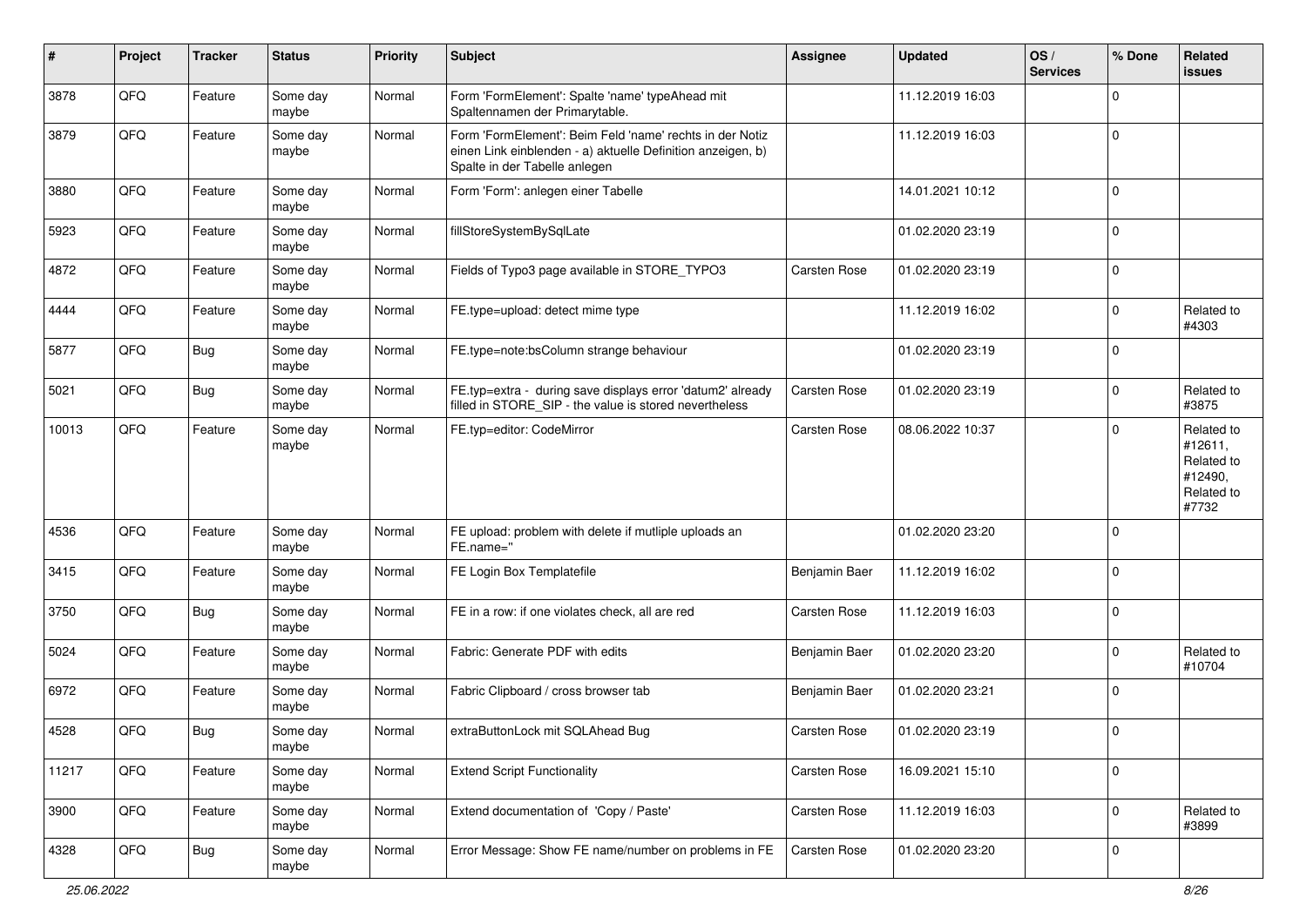| # | Project | Tracker | Status | Priority | Subject | Assignee | Updated | OS / Services | % Done | Related issues |
|---|---|---|---|---|---|---|---|---|---|---|
| 3878 | QFQ | Feature | Some day maybe | Normal | Form 'FormElement': Spalte 'name' typeAhead mit Spaltennamen der Primarytable. | | 11.12.2019 16:03 | | 0 | |
| 3879 | QFQ | Feature | Some day maybe | Normal | Form 'FormElement': Beim Feld 'name' rechts in der Notiz einen Link einblenden - a) aktuelle Definition anzeigen, b) Spalte in der Tabelle anlegen | | 11.12.2019 16:03 | | 0 | |
| 3880 | QFQ | Feature | Some day maybe | Normal | Form 'Form': anlegen einer Tabelle | | 14.01.2021 10:12 | | 0 | |
| 5923 | QFQ | Feature | Some day maybe | Normal | fillStoreSystemBySqlLate | | 01.02.2020 23:19 | | 0 | |
| 4872 | QFQ | Feature | Some day maybe | Normal | Fields of Typo3 page available in STORE_TYPO3 | Carsten Rose | 01.02.2020 23:19 | | 0 | |
| 4444 | QFQ | Feature | Some day maybe | Normal | FE.type=upload: detect mime type | | 11.12.2019 16:02 | | 0 | Related to #4303 |
| 5877 | QFQ | Bug | Some day maybe | Normal | FE.type=note:bsColumn strange behaviour | | 01.02.2020 23:19 | | 0 | |
| 5021 | QFQ | Bug | Some day maybe | Normal | FE.typ=extra - during save displays error 'datum2' already filled in STORE_SIP - the value is stored nevertheless | Carsten Rose | 01.02.2020 23:19 | | 0 | Related to #3875 |
| 10013 | QFQ | Feature | Some day maybe | Normal | FE.typ=editor: CodeMirror | Carsten Rose | 08.06.2022 10:37 | | 0 | Related to #12611, Related to #12490, Related to #7732 |
| 4536 | QFQ | Feature | Some day maybe | Normal | FE upload: problem with delete if mutliple uploads an FE.name=" | | 01.02.2020 23:20 | | 0 | |
| 3415 | QFQ | Feature | Some day maybe | Normal | FE Login Box Templatefile | Benjamin Baer | 11.12.2019 16:02 | | 0 | |
| 3750 | QFQ | Bug | Some day maybe | Normal | FE in a row: if one violates check, all are red | Carsten Rose | 11.12.2019 16:03 | | 0 | |
| 5024 | QFQ | Feature | Some day maybe | Normal | Fabric: Generate PDF with edits | Benjamin Baer | 01.02.2020 23:20 | | 0 | Related to #10704 |
| 6972 | QFQ | Feature | Some day maybe | Normal | Fabric Clipboard / cross browser tab | Benjamin Baer | 01.02.2020 23:21 | | 0 | |
| 4528 | QFQ | Bug | Some day maybe | Normal | extraButtonLock mit SQLAhead Bug | Carsten Rose | 01.02.2020 23:19 | | 0 | |
| 11217 | QFQ | Feature | Some day maybe | Normal | Extend Script Functionality | Carsten Rose | 16.09.2021 15:10 | | 0 | |
| 3900 | QFQ | Feature | Some day maybe | Normal | Extend documentation of 'Copy / Paste' | Carsten Rose | 11.12.2019 16:03 | | 0 | Related to #3899 |
| 4328 | QFQ | Bug | Some day maybe | Normal | Error Message: Show FE name/number on problems in FE | Carsten Rose | 01.02.2020 23:20 | | 0 | |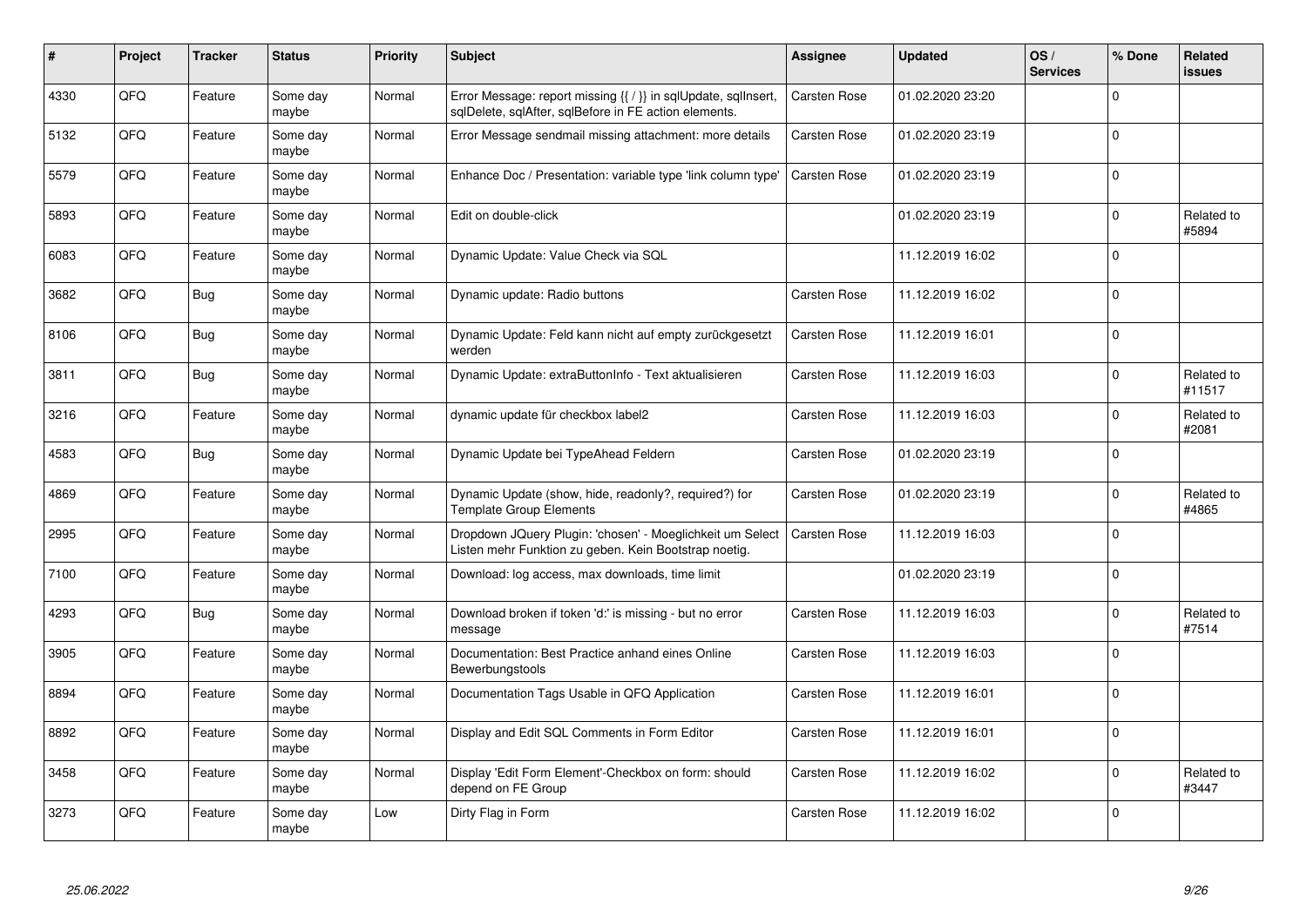| # | Project | Tracker | Status | Priority | Subject | Assignee | Updated | OS / Services | % Done | Related issues |
|---|---|---|---|---|---|---|---|---|---|---|
| 4330 | QFQ | Feature | Some day maybe | Normal | Error Message: report missing {{ / }} in sqlUpdate, sqlInsert, sqlDelete, sqlAfter, sqlBefore in FE action elements. | Carsten Rose | 01.02.2020 23:20 | | 0 | |
| 5132 | QFQ | Feature | Some day maybe | Normal | Error Message sendmail missing attachment: more details | Carsten Rose | 01.02.2020 23:19 | | 0 | |
| 5579 | QFQ | Feature | Some day maybe | Normal | Enhance Doc / Presentation: variable type 'link column type' | Carsten Rose | 01.02.2020 23:19 | | 0 | |
| 5893 | QFQ | Feature | Some day maybe | Normal | Edit on double-click | | 01.02.2020 23:19 | | 0 | Related to #5894 |
| 6083 | QFQ | Feature | Some day maybe | Normal | Dynamic Update: Value Check via SQL | | 11.12.2019 16:02 | | 0 | |
| 3682 | QFQ | Bug | Some day maybe | Normal | Dynamic update: Radio buttons | Carsten Rose | 11.12.2019 16:02 | | 0 | |
| 8106 | QFQ | Bug | Some day maybe | Normal | Dynamic Update: Feld kann nicht auf empty zurückgesetzt werden | Carsten Rose | 11.12.2019 16:01 | | 0 | |
| 3811 | QFQ | Bug | Some day maybe | Normal | Dynamic Update: extraButtonInfo - Text aktualisieren | Carsten Rose | 11.12.2019 16:03 | | 0 | Related to #11517 |
| 3216 | QFQ | Feature | Some day maybe | Normal | dynamic update für checkbox label2 | Carsten Rose | 11.12.2019 16:03 | | 0 | Related to #2081 |
| 4583 | QFQ | Bug | Some day maybe | Normal | Dynamic Update bei TypeAhead Feldern | Carsten Rose | 01.02.2020 23:19 | | 0 | |
| 4869 | QFQ | Feature | Some day maybe | Normal | Dynamic Update (show, hide, readonly?, required?) for Template Group Elements | Carsten Rose | 01.02.2020 23:19 | | 0 | Related to #4865 |
| 2995 | QFQ | Feature | Some day maybe | Normal | Dropdown JQuery Plugin: 'chosen' - Moeglichkeit um Select Listen mehr Funktion zu geben. Kein Bootstrap noetig. | Carsten Rose | 11.12.2019 16:03 | | 0 | |
| 7100 | QFQ | Feature | Some day maybe | Normal | Download: log access, max downloads, time limit | | 01.02.2020 23:19 | | 0 | |
| 4293 | QFQ | Bug | Some day maybe | Normal | Download broken if token 'd:' is missing - but no error message | Carsten Rose | 11.12.2019 16:03 | | 0 | Related to #7514 |
| 3905 | QFQ | Feature | Some day maybe | Normal | Documentation: Best Practice anhand eines Online Bewerbungstools | Carsten Rose | 11.12.2019 16:03 | | 0 | |
| 8894 | QFQ | Feature | Some day maybe | Normal | Documentation Tags Usable in QFQ Application | Carsten Rose | 11.12.2019 16:01 | | 0 | |
| 8892 | QFQ | Feature | Some day maybe | Normal | Display and Edit SQL Comments in Form Editor | Carsten Rose | 11.12.2019 16:01 | | 0 | |
| 3458 | QFQ | Feature | Some day maybe | Normal | Display 'Edit Form Element'-Checkbox on form: should depend on FE Group | Carsten Rose | 11.12.2019 16:02 | | 0 | Related to #3447 |
| 3273 | QFQ | Feature | Some day maybe | Low | Dirty Flag in Form | Carsten Rose | 11.12.2019 16:02 | | 0 | |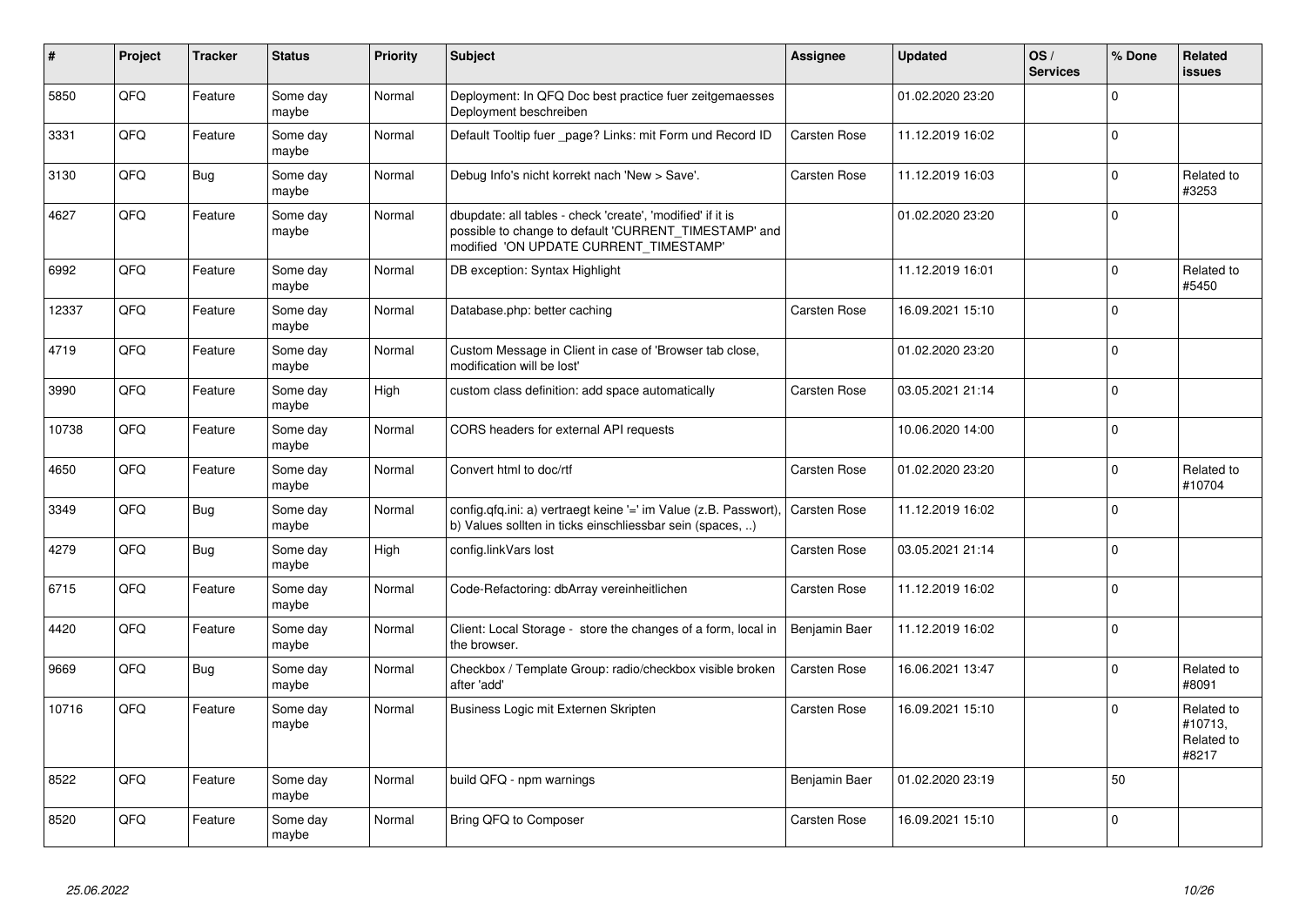| # | Project | Tracker | Status | Priority | Subject | Assignee | Updated | OS / Services | % Done | Related issues |
|---|---|---|---|---|---|---|---|---|---|---|
| 5850 | QFQ | Feature | Some day maybe | Normal | Deployment: In QFQ Doc best practice fuer zeitgemaesses Deployment beschreiben | | 01.02.2020 23:20 | | 0 | |
| 3331 | QFQ | Feature | Some day maybe | Normal | Default Tooltip fuer _page? Links: mit Form und Record ID | Carsten Rose | 11.12.2019 16:02 | | 0 | |
| 3130 | QFQ | Bug | Some day maybe | Normal | Debug Info's nicht korrekt nach 'New > Save'. | Carsten Rose | 11.12.2019 16:03 | | 0 | Related to #3253 |
| 4627 | QFQ | Feature | Some day maybe | Normal | dbupdate: all tables - check 'create', 'modified' if it is possible to change to default 'CURRENT_TIMESTAMP' and modified 'ON UPDATE CURRENT_TIMESTAMP' | | 01.02.2020 23:20 | | 0 | |
| 6992 | QFQ | Feature | Some day maybe | Normal | DB exception: Syntax Highlight | | 11.12.2019 16:01 | | 0 | Related to #5450 |
| 12337 | QFQ | Feature | Some day maybe | Normal | Database.php: better caching | Carsten Rose | 16.09.2021 15:10 | | 0 | |
| 4719 | QFQ | Feature | Some day maybe | Normal | Custom Message in Client in case of 'Browser tab close, modification will be lost' | | 01.02.2020 23:20 | | 0 | |
| 3990 | QFQ | Feature | Some day maybe | High | custom class definition: add space automatically | Carsten Rose | 03.05.2021 21:14 | | 0 | |
| 10738 | QFQ | Feature | Some day maybe | Normal | CORS headers for external API requests | | 10.06.2020 14:00 | | 0 | |
| 4650 | QFQ | Feature | Some day maybe | Normal | Convert html to doc/rtf | Carsten Rose | 01.02.2020 23:20 | | 0 | Related to #10704 |
| 3349 | QFQ | Bug | Some day maybe | Normal | config.qfq.ini: a) vertraegt keine '=' im Value (z.B. Passwort), b) Values sollten in ticks einschliessbar sein (spaces, ..) | Carsten Rose | 11.12.2019 16:02 | | 0 | |
| 4279 | QFQ | Bug | Some day maybe | High | config.linkVars lost | Carsten Rose | 03.05.2021 21:14 | | 0 | |
| 6715 | QFQ | Feature | Some day maybe | Normal | Code-Refactoring: dbArray vereinheitlichen | Carsten Rose | 11.12.2019 16:02 | | 0 | |
| 4420 | QFQ | Feature | Some day maybe | Normal | Client: Local Storage - store the changes of a form, local in the browser. | Benjamin Baer | 11.12.2019 16:02 | | 0 | |
| 9669 | QFQ | Bug | Some day maybe | Normal | Checkbox / Template Group: radio/checkbox visible broken after 'add' | Carsten Rose | 16.06.2021 13:47 | | 0 | Related to #8091 |
| 10716 | QFQ | Feature | Some day maybe | Normal | Business Logic mit Externen Skripten | Carsten Rose | 16.09.2021 15:10 | | 0 | Related to #10713, Related to #8217 |
| 8522 | QFQ | Feature | Some day maybe | Normal | build QFQ - npm warnings | Benjamin Baer | 01.02.2020 23:19 | | 50 | |
| 8520 | QFQ | Feature | Some day maybe | Normal | Bring QFQ to Composer | Carsten Rose | 16.09.2021 15:10 | | 0 | |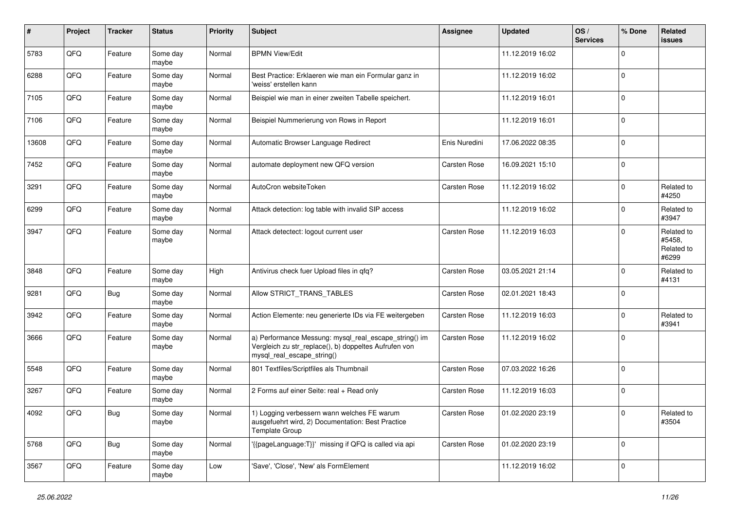| # | Project | Tracker | Status | Priority | Subject | Assignee | Updated | OS / Services | % Done | Related issues |
|---|---|---|---|---|---|---|---|---|---|---|
| 5783 | QFQ | Feature | Some day maybe | Normal | BPMN View/Edit | | 11.12.2019 16:02 | | 0 | |
| 6288 | QFQ | Feature | Some day maybe | Normal | Best Practice: Erklaeren wie man ein Formular ganz in 'weiss' erstellen kann | | 11.12.2019 16:02 | | 0 | |
| 7105 | QFQ | Feature | Some day maybe | Normal | Beispiel wie man in einer zweiten Tabelle speichert. | | 11.12.2019 16:01 | | 0 | |
| 7106 | QFQ | Feature | Some day maybe | Normal | Beispiel Nummerierung von Rows in Report | | 11.12.2019 16:01 | | 0 | |
| 13608 | QFQ | Feature | Some day maybe | Normal | Automatic Browser Language Redirect | Enis Nuredini | 17.06.2022 08:35 | | 0 | |
| 7452 | QFQ | Feature | Some day maybe | Normal | automate deployment new QFQ version | Carsten Rose | 16.09.2021 15:10 | | 0 | |
| 3291 | QFQ | Feature | Some day maybe | Normal | AutoCron websiteToken | Carsten Rose | 11.12.2019 16:02 | | 0 | Related to #4250 |
| 6299 | QFQ | Feature | Some day maybe | Normal | Attack detection: log table with invalid SIP access | | 11.12.2019 16:02 | | 0 | Related to #3947 |
| 3947 | QFQ | Feature | Some day maybe | Normal | Attack detectect: logout current user | Carsten Rose | 11.12.2019 16:03 | | 0 | Related to #5458, Related to #6299 |
| 3848 | QFQ | Feature | Some day maybe | High | Antivirus check fuer Upload files in qfq? | Carsten Rose | 03.05.2021 21:14 | | 0 | Related to #4131 |
| 9281 | QFQ | Bug | Some day maybe | Normal | Allow STRICT_TRANS_TABLES | Carsten Rose | 02.01.2021 18:43 | | 0 | |
| 3942 | QFQ | Feature | Some day maybe | Normal | Action Elemente: neu generierte IDs via FE weitergeben | Carsten Rose | 11.12.2019 16:03 | | 0 | Related to #3941 |
| 3666 | QFQ | Feature | Some day maybe | Normal | a) Performance Messung: mysql_real_escape_string() im Vergleich zu str_replace(), b) doppeltes Aufrufen von mysql_real_escape_string() | Carsten Rose | 11.12.2019 16:02 | | 0 | |
| 5548 | QFQ | Feature | Some day maybe | Normal | 801 Textfiles/Scriptfiles als Thumbnail | Carsten Rose | 07.03.2022 16:26 | | 0 | |
| 3267 | QFQ | Feature | Some day maybe | Normal | 2 Forms auf einer Seite: real + Read only | Carsten Rose | 11.12.2019 16:03 | | 0 | |
| 4092 | QFQ | Bug | Some day maybe | Normal | 1) Logging verbessern wann welches FE warum ausgefuehrt wird, 2) Documentation: Best Practice Template Group | Carsten Rose | 01.02.2020 23:19 | | 0 | Related to #3504 |
| 5768 | QFQ | Bug | Some day maybe | Normal | '{{pageLanguage:T}}' missing if QFQ is called via api | Carsten Rose | 01.02.2020 23:19 | | 0 | |
| 3567 | QFQ | Feature | Some day maybe | Low | 'Save', 'Close', 'New' als FormElement | | 11.12.2019 16:02 | | 0 | |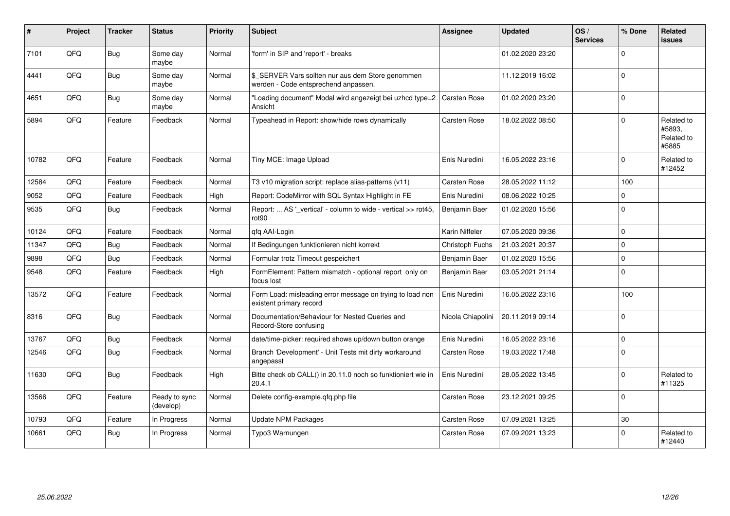| # | Project | Tracker | Status | Priority | Subject | Assignee | Updated | OS / Services | % Done | Related issues |
|---|---|---|---|---|---|---|---|---|---|---|
| 7101 | QFQ | Bug | Some day maybe | Normal | 'form' in SIP and 'report' - breaks | | 01.02.2020 23:20 | | 0 | |
| 4441 | QFQ | Bug | Some day maybe | Normal | $_SERVER Vars sollten nur aus dem Store genommen werden - Code entsprechend anpassen. | | 11.12.2019 16:02 | | 0 | |
| 4651 | QFQ | Bug | Some day maybe | Normal | "Loading document" Modal wird angezeigt bei uzhcd type=2 Ansicht | Carsten Rose | 01.02.2020 23:20 | | 0 | |
| 5894 | QFQ | Feature | Feedback | Normal | Typeahead in Report: show/hide rows dynamically | Carsten Rose | 18.02.2022 08:50 | | 0 | Related to #5893, Related to #5885 |
| 10782 | QFQ | Feature | Feedback | Normal | Tiny MCE: Image Upload | Enis Nuredini | 16.05.2022 23:16 | | 0 | Related to #12452 |
| 12584 | QFQ | Feature | Feedback | Normal | T3 v10 migration script: replace alias-patterns (v11) | Carsten Rose | 28.05.2022 11:12 | | 100 | |
| 9052 | QFQ | Feature | Feedback | High | Report: CodeMirror with SQL Syntax Highlight in FE | Enis Nuredini | 08.06.2022 10:25 | | 0 | |
| 9535 | QFQ | Bug | Feedback | Normal | Report: ... AS '_vertical' - column to wide - vertical >> rot45, rot90 | Benjamin Baer | 01.02.2020 15:56 | | 0 | |
| 10124 | QFQ | Feature | Feedback | Normal | qfq AAI-Login | Karin Niffeler | 07.05.2020 09:36 | | 0 | |
| 11347 | QFQ | Bug | Feedback | Normal | If Bedingungen funktionieren nicht korrekt | Christoph Fuchs | 21.03.2021 20:37 | | 0 | |
| 9898 | QFQ | Bug | Feedback | Normal | Formular trotz Timeout gespeichert | Benjamin Baer | 01.02.2020 15:56 | | 0 | |
| 9548 | QFQ | Feature | Feedback | High | FormElement: Pattern mismatch - optional report only on focus lost | Benjamin Baer | 03.05.2021 21:14 | | 0 | |
| 13572 | QFQ | Feature | Feedback | Normal | Form Load: misleading error message on trying to load non existent primary record | Enis Nuredini | 16.05.2022 23:16 | | 100 | |
| 8316 | QFQ | Bug | Feedback | Normal | Documentation/Behaviour for Nested Queries and Record-Store confusing | Nicola Chiapolini | 20.11.2019 09:14 | | 0 | |
| 13767 | QFQ | Bug | Feedback | Normal | date/time-picker: required shows up/down button orange | Enis Nuredini | 16.05.2022 23:16 | | 0 | |
| 12546 | QFQ | Bug | Feedback | Normal | Branch 'Development' - Unit Tests mit dirty workaround angepasst | Carsten Rose | 19.03.2022 17:48 | | 0 | |
| 11630 | QFQ | Bug | Feedback | High | Bitte check ob CALL() in 20.11.0 noch so funktioniert wie in 20.4.1 | Enis Nuredini | 28.05.2022 13:45 | | 0 | Related to #11325 |
| 13566 | QFQ | Feature | Ready to sync (develop) | Normal | Delete config-example.qfq.php file | Carsten Rose | 23.12.2021 09:25 | | 0 | |
| 10793 | QFQ | Feature | In Progress | Normal | Update NPM Packages | Carsten Rose | 07.09.2021 13:25 | | 30 | |
| 10661 | QFQ | Bug | In Progress | Normal | Typo3 Warnungen | Carsten Rose | 07.09.2021 13:23 | | 0 | Related to #12440 |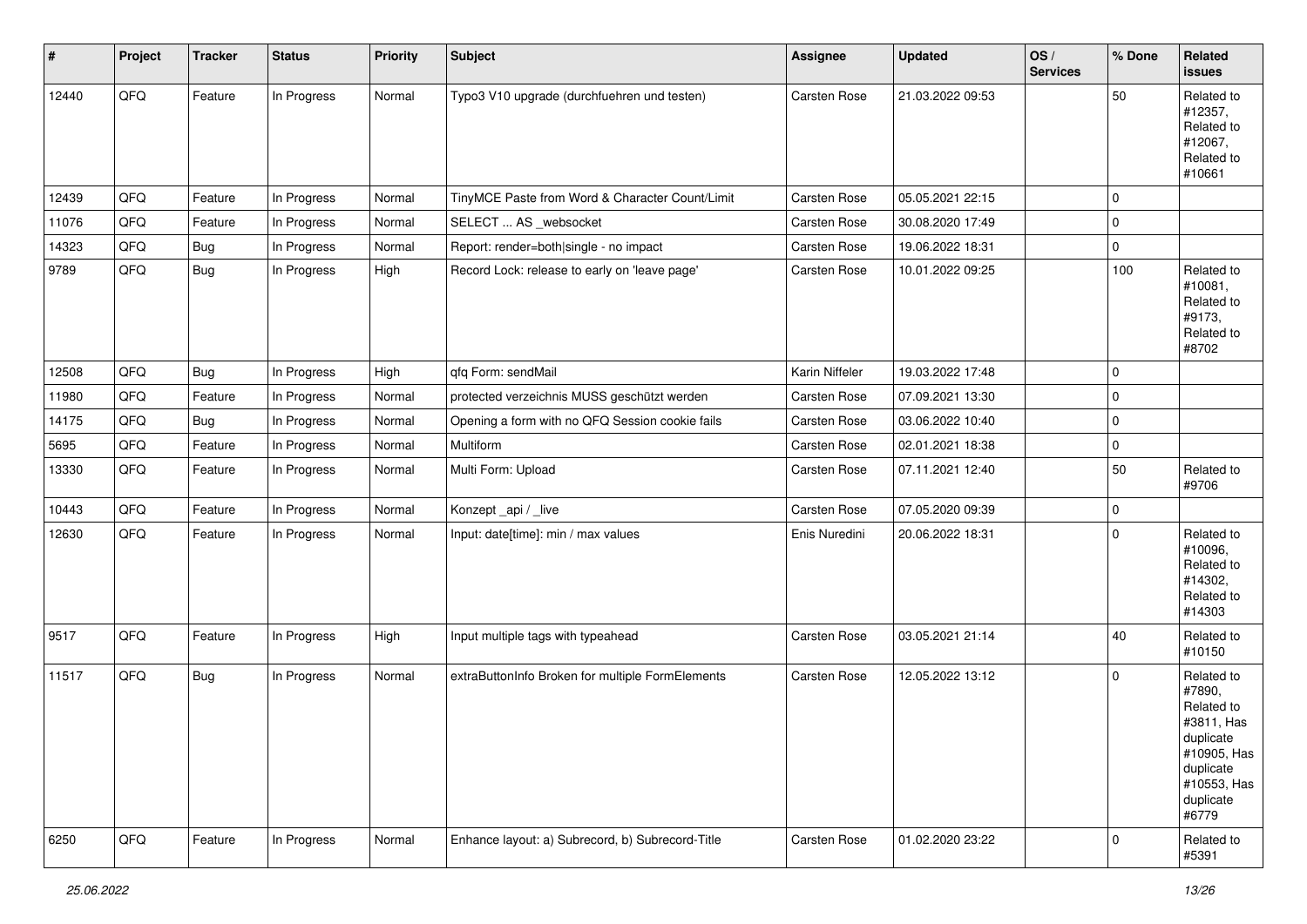| # | Project | Tracker | Status | Priority | Subject | Assignee | Updated | OS / Services | % Done | Related issues |
|---|---|---|---|---|---|---|---|---|---|---|
| 12440 | QFQ | Feature | In Progress | Normal | Typo3 V10 upgrade (durchfuehren und testen) | Carsten Rose | 21.03.2022 09:53 | | 50 | Related to #12357, Related to #12067, Related to #10661 |
| 12439 | QFQ | Feature | In Progress | Normal | TinyMCE Paste from Word & Character Count/Limit | Carsten Rose | 05.05.2021 22:15 | | 0 | |
| 11076 | QFQ | Feature | In Progress | Normal | SELECT ... AS _websocket | Carsten Rose | 30.08.2020 17:49 | | 0 | |
| 14323 | QFQ | Bug | In Progress | Normal | Report: render=both\|single - no impact | Carsten Rose | 19.06.2022 18:31 | | 0 | |
| 9789 | QFQ | Bug | In Progress | High | Record Lock: release to early on 'leave page' | Carsten Rose | 10.01.2022 09:25 | | 100 | Related to #10081, Related to #9173, Related to #8702 |
| 12508 | QFQ | Bug | In Progress | High | qfq Form: sendMail | Karin Niffeler | 19.03.2022 17:48 | | 0 | |
| 11980 | QFQ | Feature | In Progress | Normal | protected verzeichnis MUSS geschützt werden | Carsten Rose | 07.09.2021 13:30 | | 0 | |
| 14175 | QFQ | Bug | In Progress | Normal | Opening a form with no QFQ Session cookie fails | Carsten Rose | 03.06.2022 10:40 | | 0 | |
| 5695 | QFQ | Feature | In Progress | Normal | Multiform | Carsten Rose | 02.01.2021 18:38 | | 0 | |
| 13330 | QFQ | Feature | In Progress | Normal | Multi Form: Upload | Carsten Rose | 07.11.2021 12:40 | | 50 | Related to #9706 |
| 10443 | QFQ | Feature | In Progress | Normal | Konzept _api / _live | Carsten Rose | 07.05.2020 09:39 | | 0 | |
| 12630 | QFQ | Feature | In Progress | Normal | Input: date[time]: min / max values | Enis Nuredini | 20.06.2022 18:31 | | 0 | Related to #10096, Related to #14302, Related to #14303 |
| 9517 | QFQ | Feature | In Progress | High | Input multiple tags with typeahead | Carsten Rose | 03.05.2021 21:14 | | 40 | Related to #10150 |
| 11517 | QFQ | Bug | In Progress | Normal | extraButtonInfo Broken for multiple FormElements | Carsten Rose | 12.05.2022 13:12 | | 0 | Related to #7890, Related to #3811, Has duplicate #10905, Has duplicate #10553, Has duplicate #6779 |
| 6250 | QFQ | Feature | In Progress | Normal | Enhance layout: a) Subrecord, b) Subrecord-Title | Carsten Rose | 01.02.2020 23:22 | | 0 | Related to #5391 |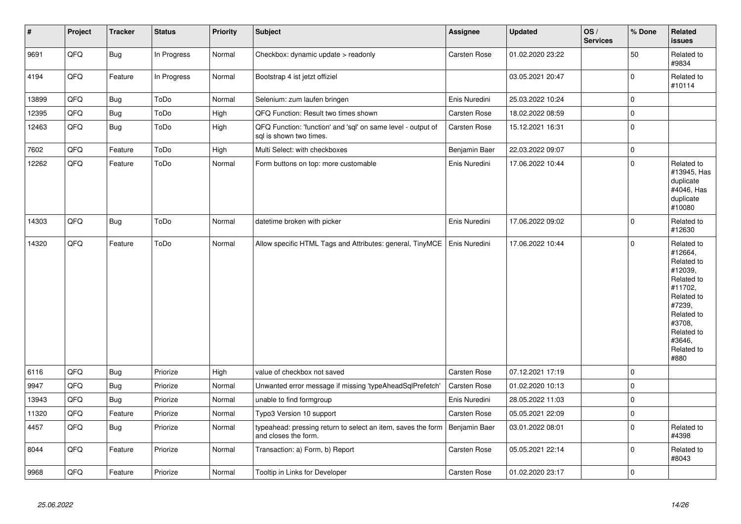| # | Project | Tracker | Status | Priority | Subject | Assignee | Updated | OS / Services | % Done | Related issues |
|---|---|---|---|---|---|---|---|---|---|---|
| 9691 | QFQ | Bug | In Progress | Normal | Checkbox: dynamic update > readonly | Carsten Rose | 01.02.2020 23:22 | | 50 | Related to #9834 |
| 4194 | QFQ | Feature | In Progress | Normal | Bootstrap 4 ist jetzt offiziel | | 03.05.2021 20:47 | | 0 | Related to #10114 |
| 13899 | QFQ | Bug | ToDo | Normal | Selenium: zum laufen bringen | Enis Nuredini | 25.03.2022 10:24 | | 0 | |
| 12395 | QFQ | Bug | ToDo | High | QFQ Function: Result two times shown | Carsten Rose | 18.02.2022 08:59 | | 0 | |
| 12463 | QFQ | Bug | ToDo | High | QFQ Function: 'function' and 'sql' on same level - output of sql is shown two times. | Carsten Rose | 15.12.2021 16:31 | | 0 | |
| 7602 | QFQ | Feature | ToDo | High | Multi Select: with checkboxes | Benjamin Baer | 22.03.2022 09:07 | | 0 | |
| 12262 | QFQ | Feature | ToDo | Normal | Form buttons on top: more customable | Enis Nuredini | 17.06.2022 10:44 | | 0 | Related to #13945, Has duplicate #4046, Has duplicate #10080 |
| 14303 | QFQ | Bug | ToDo | Normal | datetime broken with picker | Enis Nuredini | 17.06.2022 09:02 | | 0 | Related to #12630 |
| 14320 | QFQ | Feature | ToDo | Normal | Allow specific HTML Tags and Attributes: general, TinyMCE | Enis Nuredini | 17.06.2022 10:44 | | 0 | Related to #12664, Related to #12039, Related to #11702, Related to #7239, Related to #3708, Related to #3646, Related to #880 |
| 6116 | QFQ | Bug | Priorize | High | value of checkbox not saved | Carsten Rose | 07.12.2021 17:19 | | 0 | |
| 9947 | QFQ | Bug | Priorize | Normal | Unwanted error message if missing 'typeAheadSqlPrefetch' | Carsten Rose | 01.02.2020 10:13 | | 0 | |
| 13943 | QFQ | Bug | Priorize | Normal | unable to find formgroup | Enis Nuredini | 28.05.2022 11:03 | | 0 | |
| 11320 | QFQ | Feature | Priorize | Normal | Typo3 Version 10 support | Carsten Rose | 05.05.2021 22:09 | | 0 | |
| 4457 | QFQ | Bug | Priorize | Normal | typeahead: pressing return to select an item, saves the form and closes the form. | Benjamin Baer | 03.01.2022 08:01 | | 0 | Related to #4398 |
| 8044 | QFQ | Feature | Priorize | Normal | Transaction: a) Form, b) Report | Carsten Rose | 05.05.2021 22:14 | | 0 | Related to #8043 |
| 9968 | QFQ | Feature | Priorize | Normal | Tooltip in Links for Developer | Carsten Rose | 01.02.2020 23:17 | | 0 | |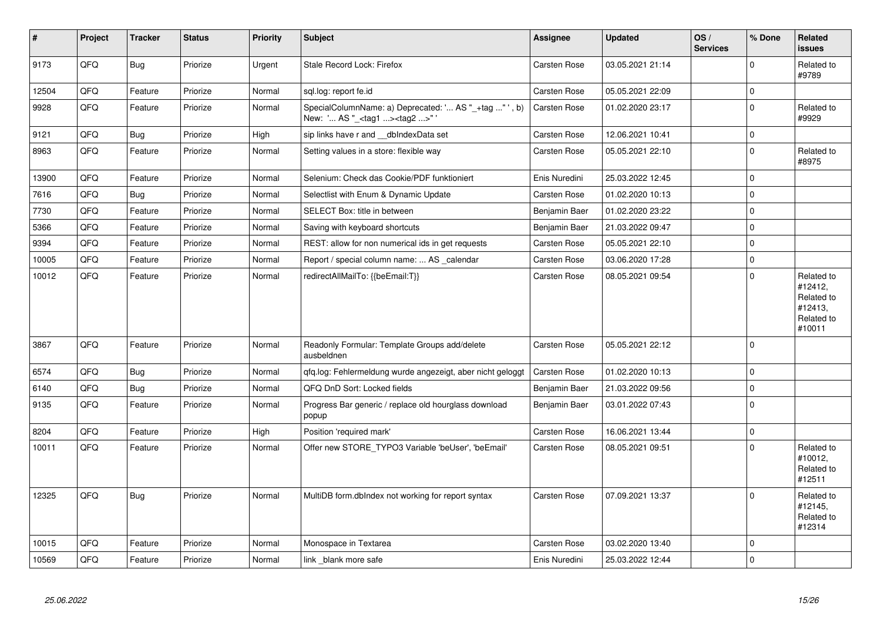| # | Project | Tracker | Status | Priority | Subject | Assignee | Updated | OS / Services | % Done | Related issues |
|---|---|---|---|---|---|---|---|---|---|---|
| 9173 | QFQ | Bug | Priorize | Urgent | Stale Record Lock: Firefox | Carsten Rose | 03.05.2021 21:14 | | 0 | Related to #9789 |
| 12504 | QFQ | Feature | Priorize | Normal | sql.log: report fe.id | Carsten Rose | 05.05.2021 22:09 | | 0 | |
| 9928 | QFQ | Feature | Priorize | Normal | SpecialColumnName: a) Deprecated: '... AS "_+tag ..." ', b) New: '... AS "_<tag1 ...><tag2 ...>" ' | Carsten Rose | 01.02.2020 23:17 | | 0 | Related to #9929 |
| 9121 | QFQ | Bug | Priorize | High | sip links have r and __dbIndexData set | Carsten Rose | 12.06.2021 10:41 | | 0 | |
| 8963 | QFQ | Feature | Priorize | Normal | Setting values in a store: flexible way | Carsten Rose | 05.05.2021 22:10 | | 0 | Related to #8975 |
| 13900 | QFQ | Feature | Priorize | Normal | Selenium: Check das Cookie/PDF funktioniert | Enis Nuredini | 25.03.2022 12:45 | | 0 | |
| 7616 | QFQ | Bug | Priorize | Normal | Selectlist with Enum & Dynamic Update | Carsten Rose | 01.02.2020 10:13 | | 0 | |
| 7730 | QFQ | Feature | Priorize | Normal | SELECT Box: title in between | Benjamin Baer | 01.02.2020 23:22 | | 0 | |
| 5366 | QFQ | Feature | Priorize | Normal | Saving with keyboard shortcuts | Benjamin Baer | 21.03.2022 09:47 | | 0 | |
| 9394 | QFQ | Feature | Priorize | Normal | REST: allow for non numerical ids in get requests | Carsten Rose | 05.05.2021 22:10 | | 0 | |
| 10005 | QFQ | Feature | Priorize | Normal | Report / special column name: ... AS _calendar | Carsten Rose | 03.06.2020 17:28 | | 0 | |
| 10012 | QFQ | Feature | Priorize | Normal | redirectAllMailTo: {{beEmail:T}} | Carsten Rose | 08.05.2021 09:54 | | 0 | Related to #12412, Related to #12413, Related to #10011 |
| 3867 | QFQ | Feature | Priorize | Normal | Readonly Formular: Template Groups add/delete ausbeldnen | Carsten Rose | 05.05.2021 22:12 | | 0 | |
| 6574 | QFQ | Bug | Priorize | Normal | qfq.log: Fehlermeldung wurde angezeigt, aber nicht geloggt | Carsten Rose | 01.02.2020 10:13 | | 0 | |
| 6140 | QFQ | Bug | Priorize | Normal | QFQ DnD Sort: Locked fields | Benjamin Baer | 21.03.2022 09:56 | | 0 | |
| 9135 | QFQ | Feature | Priorize | Normal | Progress Bar generic / replace old hourglass download popup | Benjamin Baer | 03.01.2022 07:43 | | 0 | |
| 8204 | QFQ | Feature | Priorize | High | Position 'required mark' | Carsten Rose | 16.06.2021 13:44 | | 0 | |
| 10011 | QFQ | Feature | Priorize | Normal | Offer new STORE_TYPO3 Variable 'beUser', 'beEmail' | Carsten Rose | 08.05.2021 09:51 | | 0 | Related to #10012, Related to #12511 |
| 12325 | QFQ | Bug | Priorize | Normal | MultiDB form.dbIndex not working for report syntax | Carsten Rose | 07.09.2021 13:37 | | 0 | Related to #12145, Related to #12314 |
| 10015 | QFQ | Feature | Priorize | Normal | Monospace in Textarea | Carsten Rose | 03.02.2020 13:40 | | 0 | |
| 10569 | QFQ | Feature | Priorize | Normal | link _blank more safe | Enis Nuredini | 25.03.2022 12:44 | | 0 | |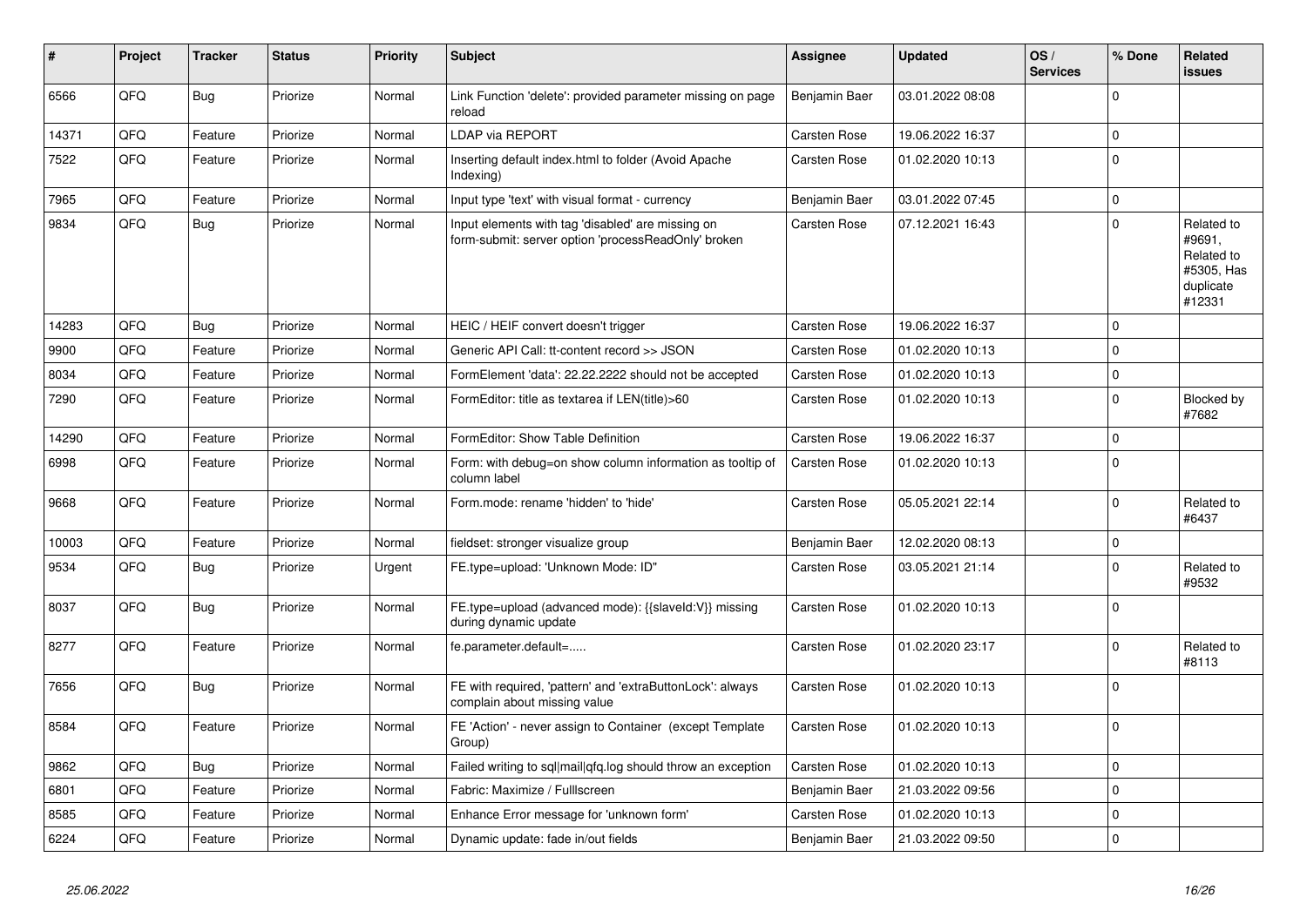| # | Project | Tracker | Status | Priority | Subject | Assignee | Updated | OS / Services | % Done | Related issues |
|---|---|---|---|---|---|---|---|---|---|---|
| 6566 | QFQ | Bug | Priorize | Normal | Link Function 'delete': provided parameter missing on page reload | Benjamin Baer | 03.01.2022 08:08 | | 0 | |
| 14371 | QFQ | Feature | Priorize | Normal | LDAP via REPORT | Carsten Rose | 19.06.2022 16:37 | | 0 | |
| 7522 | QFQ | Feature | Priorize | Normal | Inserting default index.html to folder (Avoid Apache Indexing) | Carsten Rose | 01.02.2020 10:13 | | 0 | |
| 7965 | QFQ | Feature | Priorize | Normal | Input type 'text' with visual format - currency | Benjamin Baer | 03.01.2022 07:45 | | 0 | |
| 9834 | QFQ | Bug | Priorize | Normal | Input elements with tag 'disabled' are missing on form-submit: server option 'processReadOnly' broken | Carsten Rose | 07.12.2021 16:43 | | 0 | Related to #9691, Related to #5305, Has duplicate #12331 |
| 14283 | QFQ | Bug | Priorize | Normal | HEIC / HEIF convert doesn't trigger | Carsten Rose | 19.06.2022 16:37 | | 0 | |
| 9900 | QFQ | Feature | Priorize | Normal | Generic API Call: tt-content record >> JSON | Carsten Rose | 01.02.2020 10:13 | | 0 | |
| 8034 | QFQ | Feature | Priorize | Normal | FormElement 'data': 22.22.2222 should not be accepted | Carsten Rose | 01.02.2020 10:13 | | 0 | |
| 7290 | QFQ | Feature | Priorize | Normal | FormEditor: title as textarea if LEN(title)>60 | Carsten Rose | 01.02.2020 10:13 | | 0 | Blocked by #7682 |
| 14290 | QFQ | Feature | Priorize | Normal | FormEditor: Show Table Definition | Carsten Rose | 19.06.2022 16:37 | | 0 | |
| 6998 | QFQ | Feature | Priorize | Normal | Form: with debug=on show column information as tooltip of column label | Carsten Rose | 01.02.2020 10:13 | | 0 | |
| 9668 | QFQ | Feature | Priorize | Normal | Form.mode: rename 'hidden' to 'hide' | Carsten Rose | 05.05.2021 22:14 | | 0 | Related to #6437 |
| 10003 | QFQ | Feature | Priorize | Normal | fieldset: stronger visualize group | Benjamin Baer | 12.02.2020 08:13 | | 0 | |
| 9534 | QFQ | Bug | Priorize | Urgent | FE.type=upload: 'Unknown Mode: ID" | Carsten Rose | 03.05.2021 21:14 | | 0 | Related to #9532 |
| 8037 | QFQ | Bug | Priorize | Normal | FE.type=upload (advanced mode): {{slaveId:V}} missing during dynamic update | Carsten Rose | 01.02.2020 10:13 | | 0 | |
| 8277 | QFQ | Feature | Priorize | Normal | fe.parameter.default=..... | Carsten Rose | 01.02.2020 23:17 | | 0 | Related to #8113 |
| 7656 | QFQ | Bug | Priorize | Normal | FE with required, 'pattern' and 'extraButtonLock': always complain about missing value | Carsten Rose | 01.02.2020 10:13 | | 0 | |
| 8584 | QFQ | Feature | Priorize | Normal | FE 'Action' - never assign to Container (except Template Group) | Carsten Rose | 01.02.2020 10:13 | | 0 | |
| 9862 | QFQ | Bug | Priorize | Normal | Failed writing to sql\|mail\|qfq.log should throw an exception | Carsten Rose | 01.02.2020 10:13 | | 0 | |
| 6801 | QFQ | Feature | Priorize | Normal | Fabric: Maximize / Fulllscreen | Benjamin Baer | 21.03.2022 09:56 | | 0 | |
| 8585 | QFQ | Feature | Priorize | Normal | Enhance Error message for 'unknown form' | Carsten Rose | 01.02.2020 10:13 | | 0 | |
| 6224 | QFQ | Feature | Priorize | Normal | Dynamic update: fade in/out fields | Benjamin Baer | 21.03.2022 09:50 | | 0 | |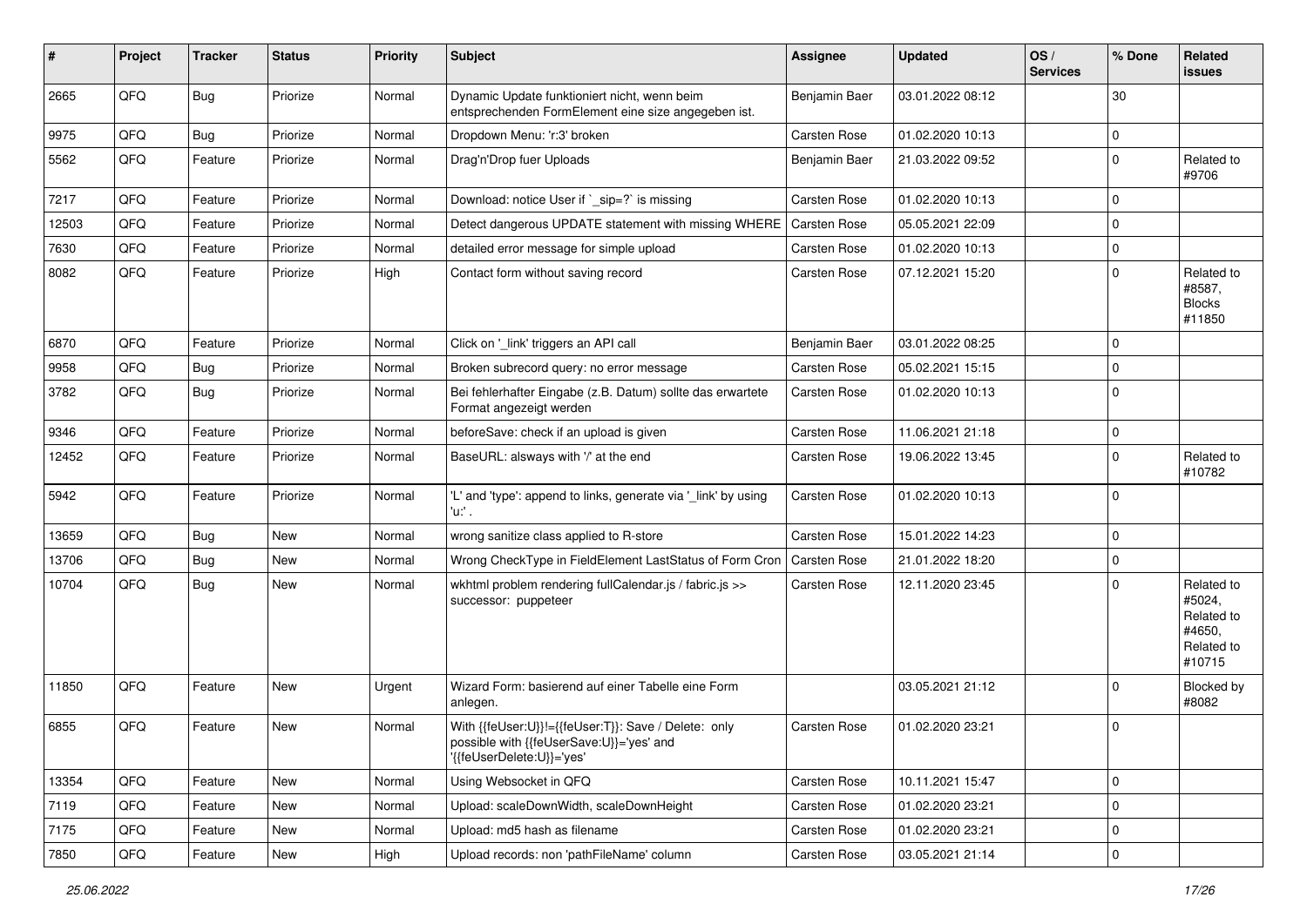| # | Project | Tracker | Status | Priority | Subject | Assignee | Updated | OS / Services | % Done | Related issues |
|---|---|---|---|---|---|---|---|---|---|---|
| 2665 | QFQ | Bug | Priorize | Normal | Dynamic Update funktioniert nicht, wenn beim entsprechenden FormElement eine size angegeben ist. | Benjamin Baer | 03.01.2022 08:12 | | 30 | |
| 9975 | QFQ | Bug | Priorize | Normal | Dropdown Menu: 'r:3' broken | Carsten Rose | 01.02.2020 10:13 | | 0 | |
| 5562 | QFQ | Feature | Priorize | Normal | Drag'n'Drop fuer Uploads | Benjamin Baer | 21.03.2022 09:52 | | 0 | Related to #9706 |
| 7217 | QFQ | Feature | Priorize | Normal | Download: notice User if `_sip=?` is missing | Carsten Rose | 01.02.2020 10:13 | | 0 | |
| 12503 | QFQ | Feature | Priorize | Normal | Detect dangerous UPDATE statement with missing WHERE | Carsten Rose | 05.05.2021 22:09 | | 0 | |
| 7630 | QFQ | Feature | Priorize | Normal | detailed error message for simple upload | Carsten Rose | 01.02.2020 10:13 | | 0 | |
| 8082 | QFQ | Feature | Priorize | High | Contact form without saving record | Carsten Rose | 07.12.2021 15:20 | | 0 | Related to #8587, Blocks #11850 |
| 6870 | QFQ | Feature | Priorize | Normal | Click on '_link' triggers an API call | Benjamin Baer | 03.01.2022 08:25 | | 0 | |
| 9958 | QFQ | Bug | Priorize | Normal | Broken subrecord query: no error message | Carsten Rose | 05.02.2021 15:15 | | 0 | |
| 3782 | QFQ | Bug | Priorize | Normal | Bei fehlerhafter Eingabe (z.B. Datum) sollte das erwartete Format angezeigt werden | Carsten Rose | 01.02.2020 10:13 | | 0 | |
| 9346 | QFQ | Feature | Priorize | Normal | beforeSave: check if an upload is given | Carsten Rose | 11.06.2021 21:18 | | 0 | |
| 12452 | QFQ | Feature | Priorize | Normal | BaseURL: alsways with '/' at the end | Carsten Rose | 19.06.2022 13:45 | | 0 | Related to #10782 |
| 5942 | QFQ | Feature | Priorize | Normal | 'L' and 'type': append to links, generate via '_link' by using 'u:' . | Carsten Rose | 01.02.2020 10:13 | | 0 | |
| 13659 | QFQ | Bug | New | Normal | wrong sanitize class applied to R-store | Carsten Rose | 15.01.2022 14:23 | | 0 | |
| 13706 | QFQ | Bug | New | Normal | Wrong CheckType in FieldElement LastStatus of Form Cron | Carsten Rose | 21.01.2022 18:20 | | 0 | |
| 10704 | QFQ | Bug | New | Normal | wkhtml problem rendering fullCalendar.js / fabric.js >> successor: puppeteer | Carsten Rose | 12.11.2020 23:45 | | 0 | Related to #5024, Related to #4650, Related to #10715 |
| 11850 | QFQ | Feature | New | Urgent | Wizard Form: basierend auf einer Tabelle eine Form anlegen. | | 03.05.2021 21:12 | | 0 | Blocked by #8082 |
| 6855 | QFQ | Feature | New | Normal | With {{feUser:U}}!={{feUser:T}}: Save / Delete: only possible with {{feUserSave:U}}='yes' and '{{feUserDelete:U}}='yes' | Carsten Rose | 01.02.2020 23:21 | | 0 | |
| 13354 | QFQ | Feature | New | Normal | Using Websocket in QFQ | Carsten Rose | 10.11.2021 15:47 | | 0 | |
| 7119 | QFQ | Feature | New | Normal | Upload: scaleDownWidth, scaleDownHeight | Carsten Rose | 01.02.2020 23:21 | | 0 | |
| 7175 | QFQ | Feature | New | Normal | Upload: md5 hash as filename | Carsten Rose | 01.02.2020 23:21 | | 0 | |
| 7850 | QFQ | Feature | New | High | Upload records: non 'pathFileName' column | Carsten Rose | 03.05.2021 21:14 | | 0 | |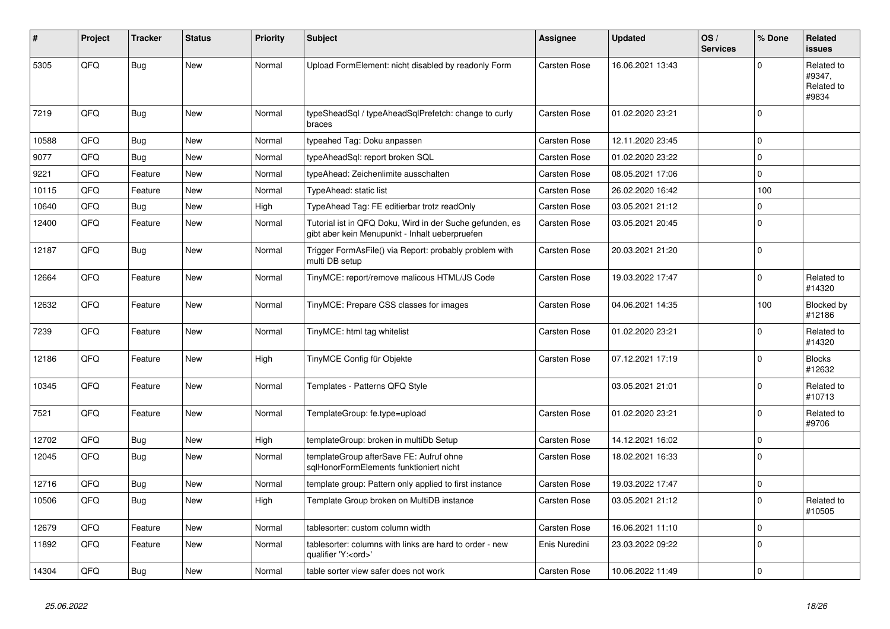| # | Project | Tracker | Status | Priority | Subject | Assignee | Updated | OS / Services | % Done | Related issues |
|---|---|---|---|---|---|---|---|---|---|---|
| 5305 | QFQ | Bug | New | Normal | Upload FormElement: nicht disabled by readonly Form | Carsten Rose | 16.06.2021 13:43 | | 0 | Related to #9347, Related to #9834 |
| 7219 | QFQ | Bug | New | Normal | typeSheadSql / typeAheadSqlPrefetch: change to curly braces | Carsten Rose | 01.02.2020 23:21 | | 0 | |
| 10588 | QFQ | Bug | New | Normal | typeahed Tag: Doku anpassen | Carsten Rose | 12.11.2020 23:45 | | 0 | |
| 9077 | QFQ | Bug | New | Normal | typeAheadSql: report broken SQL | Carsten Rose | 01.02.2020 23:22 | | 0 | |
| 9221 | QFQ | Feature | New | Normal | typeAhead: Zeichenlimite ausschalten | Carsten Rose | 08.05.2021 17:06 | | 0 | |
| 10115 | QFQ | Feature | New | Normal | TypeAhead: static list | Carsten Rose | 26.02.2020 16:42 | | 100 | |
| 10640 | QFQ | Bug | New | High | TypeAhead Tag: FE editierbar trotz readOnly | Carsten Rose | 03.05.2021 21:12 | | 0 | |
| 12400 | QFQ | Feature | New | Normal | Tutorial ist in QFQ Doku, Wird in der Suche gefunden, es gibt aber kein Menupunkt - Inhalt ueberpruefen | Carsten Rose | 03.05.2021 20:45 | | 0 | |
| 12187 | QFQ | Bug | New | Normal | Trigger FormAsFile() via Report: probably problem with multi DB setup | Carsten Rose | 20.03.2021 21:20 | | 0 | |
| 12664 | QFQ | Feature | New | Normal | TinyMCE: report/remove malicous HTML/JS Code | Carsten Rose | 19.03.2022 17:47 | | 0 | Related to #14320 |
| 12632 | QFQ | Feature | New | Normal | TinyMCE: Prepare CSS classes for images | Carsten Rose | 04.06.2021 14:35 | | 100 | Blocked by #12186 |
| 7239 | QFQ | Feature | New | Normal | TinyMCE: html tag whitelist | Carsten Rose | 01.02.2020 23:21 | | 0 | Related to #14320 |
| 12186 | QFQ | Feature | New | High | TinyMCE Config für Objekte | Carsten Rose | 07.12.2021 17:19 | | 0 | Blocks #12632 |
| 10345 | QFQ | Feature | New | Normal | Templates - Patterns QFQ Style | | 03.05.2021 21:01 | | 0 | Related to #10713 |
| 7521 | QFQ | Feature | New | Normal | TemplateGroup: fe.type=upload | Carsten Rose | 01.02.2020 23:21 | | 0 | Related to #9706 |
| 12702 | QFQ | Bug | New | High | templateGroup: broken in multiDb Setup | Carsten Rose | 14.12.2021 16:02 | | 0 | |
| 12045 | QFQ | Bug | New | Normal | templateGroup afterSave FE: Aufruf ohne sqlHonorFormElements funktioniert nicht | Carsten Rose | 18.02.2021 16:33 | | 0 | |
| 12716 | QFQ | Bug | New | Normal | template group: Pattern only applied to first instance | Carsten Rose | 19.03.2022 17:47 | | 0 | |
| 10506 | QFQ | Bug | New | High | Template Group broken on MultiDB instance | Carsten Rose | 03.05.2021 21:12 | | 0 | Related to #10505 |
| 12679 | QFQ | Feature | New | Normal | tablesorter: custom column width | Carsten Rose | 16.06.2021 11:10 | | 0 | |
| 11892 | QFQ | Feature | New | Normal | tablesorter: columns with links are hard to order - new qualifier 'Y:<ord>' | Enis Nuredini | 23.03.2022 09:22 | | 0 | |
| 14304 | QFQ | Bug | New | Normal | table sorter view safer does not work | Carsten Rose | 10.06.2022 11:49 | | 0 | |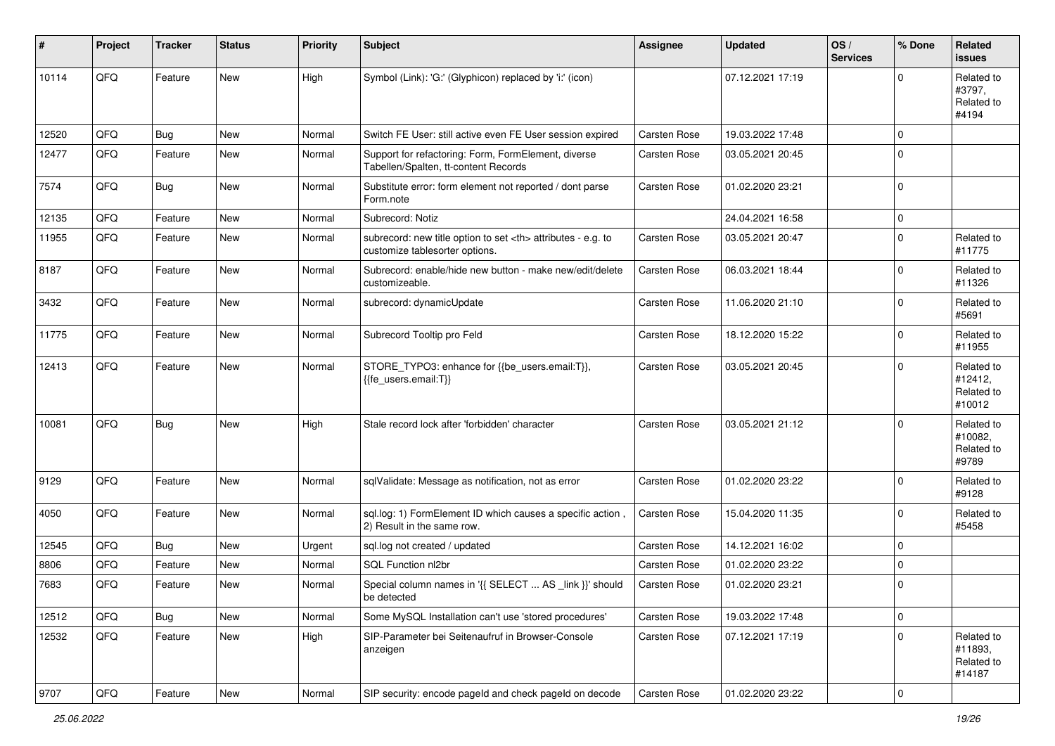| # | Project | Tracker | Status | Priority | Subject | Assignee | Updated | OS / Services | % Done | Related issues |
|---|---|---|---|---|---|---|---|---|---|---|
| 10114 | QFQ | Feature | New | High | Symbol (Link): 'G:' (Glyphicon) replaced by 'i:' (icon) | | 07.12.2021 17:19 | | 0 | Related to #3797, Related to #4194 |
| 12520 | QFQ | Bug | New | Normal | Switch FE User: still active even FE User session expired | Carsten Rose | 19.03.2022 17:48 | | 0 | |
| 12477 | QFQ | Feature | New | Normal | Support for refactoring: Form, FormElement, diverse Tabellen/Spalten, tt-content Records | Carsten Rose | 03.05.2021 20:45 | | 0 | |
| 7574 | QFQ | Bug | New | Normal | Substitute error: form element not reported / dont parse Form.note | Carsten Rose | 01.02.2020 23:21 | | 0 | |
| 12135 | QFQ | Feature | New | Normal | Subrecord: Notiz | | 24.04.2021 16:58 | | 0 | |
| 11955 | QFQ | Feature | New | Normal | subrecord: new title option to set <th> attributes - e.g. to customize tablesorter options. | Carsten Rose | 03.05.2021 20:47 | | 0 | Related to #11775 |
| 8187 | QFQ | Feature | New | Normal | Subrecord: enable/hide new button - make new/edit/delete customizeable. | Carsten Rose | 06.03.2021 18:44 | | 0 | Related to #11326 |
| 3432 | QFQ | Feature | New | Normal | subrecord: dynamicUpdate | Carsten Rose | 11.06.2020 21:10 | | 0 | Related to #5691 |
| 11775 | QFQ | Feature | New | Normal | Subrecord Tooltip pro Feld | Carsten Rose | 18.12.2020 15:22 | | 0 | Related to #11955 |
| 12413 | QFQ | Feature | New | Normal | STORE_TYPO3: enhance for {{be_users.email:T}}, {{fe_users.email:T}} | Carsten Rose | 03.05.2021 20:45 | | 0 | Related to #12412, Related to #10012 |
| 10081 | QFQ | Bug | New | High | Stale record lock after 'forbidden' character | Carsten Rose | 03.05.2021 21:12 | | 0 | Related to #10082, Related to #9789 |
| 9129 | QFQ | Feature | New | Normal | sqlValidate: Message as notification, not as error | Carsten Rose | 01.02.2020 23:22 | | 0 | Related to #9128 |
| 4050 | QFQ | Feature | New | Normal | sql.log: 1) FormElement ID which causes a specific action , 2) Result in the same row. | Carsten Rose | 15.04.2020 11:35 | | 0 | Related to #5458 |
| 12545 | QFQ | Bug | New | Urgent | sql.log not created / updated | Carsten Rose | 14.12.2021 16:02 | | 0 | |
| 8806 | QFQ | Feature | New | Normal | SQL Function nl2br | Carsten Rose | 01.02.2020 23:22 | | 0 | |
| 7683 | QFQ | Feature | New | Normal | Special column names in '{{ SELECT ... AS _link }}' should be detected | Carsten Rose | 01.02.2020 23:21 | | 0 | |
| 12512 | QFQ | Bug | New | Normal | Some MySQL Installation can't use 'stored procedures' | Carsten Rose | 19.03.2022 17:48 | | 0 | |
| 12532 | QFQ | Feature | New | High | SIP-Parameter bei Seitenaufruf in Browser-Console anzeigen | Carsten Rose | 07.12.2021 17:19 | | 0 | Related to #11893, Related to #14187 |
| 9707 | QFQ | Feature | New | Normal | SIP security: encode pageId and check pageId on decode | Carsten Rose | 01.02.2020 23:22 | | 0 | |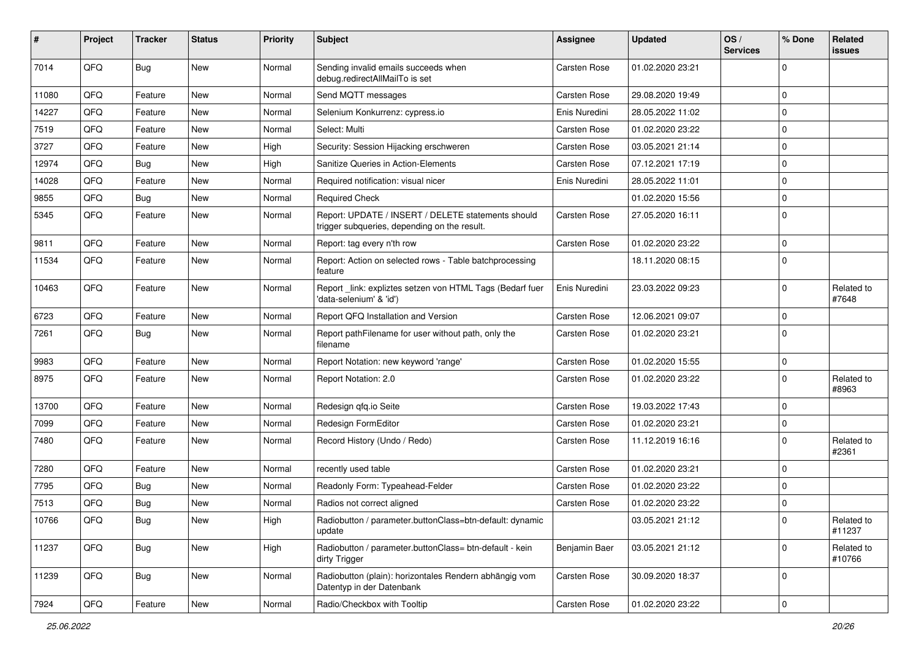| # | Project | Tracker | Status | Priority | Subject | Assignee | Updated | OS / Services | % Done | Related issues |
|---|---|---|---|---|---|---|---|---|---|---|
| 7014 | QFQ | Bug | New | Normal | Sending invalid emails succeeds when debug.redirectAllMailTo is set | Carsten Rose | 01.02.2020 23:21 | | 0 | |
| 11080 | QFQ | Feature | New | Normal | Send MQTT messages | Carsten Rose | 29.08.2020 19:49 | | 0 | |
| 14227 | QFQ | Feature | New | Normal | Selenium Konkurrenz: cypress.io | Enis Nuredini | 28.05.2022 11:02 | | 0 | |
| 7519 | QFQ | Feature | New | Normal | Select: Multi | Carsten Rose | 01.02.2020 23:22 | | 0 | |
| 3727 | QFQ | Feature | New | High | Security: Session Hijacking erschweren | Carsten Rose | 03.05.2021 21:14 | | 0 | |
| 12974 | QFQ | Bug | New | High | Sanitize Queries in Action-Elements | Carsten Rose | 07.12.2021 17:19 | | 0 | |
| 14028 | QFQ | Feature | New | Normal | Required notification: visual nicer | Enis Nuredini | 28.05.2022 11:01 | | 0 | |
| 9855 | QFQ | Bug | New | Normal | Required Check | | 01.02.2020 15:56 | | 0 | |
| 5345 | QFQ | Feature | New | Normal | Report: UPDATE / INSERT / DELETE statements should trigger subqueries, depending on the result. | Carsten Rose | 27.05.2020 16:11 | | 0 | |
| 9811 | QFQ | Feature | New | Normal | Report: tag every n'th row | Carsten Rose | 01.02.2020 23:22 | | 0 | |
| 11534 | QFQ | Feature | New | Normal | Report: Action on selected rows - Table batchprocessing feature | | 18.11.2020 08:15 | | 0 | |
| 10463 | QFQ | Feature | New | Normal | Report _link: expliztes setzen von HTML Tags (Bedarf fuer 'data-selenium' & 'id') | Enis Nuredini | 23.03.2022 09:23 | | 0 | Related to #7648 |
| 6723 | QFQ | Feature | New | Normal | Report QFQ Installation and Version | Carsten Rose | 12.06.2021 09:07 | | 0 | |
| 7261 | QFQ | Bug | New | Normal | Report pathFilename for user without path, only the filename | Carsten Rose | 01.02.2020 23:21 | | 0 | |
| 9983 | QFQ | Feature | New | Normal | Report Notation: new keyword 'range' | Carsten Rose | 01.02.2020 15:55 | | 0 | |
| 8975 | QFQ | Feature | New | Normal | Report Notation: 2.0 | Carsten Rose | 01.02.2020 23:22 | | 0 | Related to #8963 |
| 13700 | QFQ | Feature | New | Normal | Redesign qfq.io Seite | Carsten Rose | 19.03.2022 17:43 | | 0 | |
| 7099 | QFQ | Feature | New | Normal | Redesign FormEditor | Carsten Rose | 01.02.2020 23:21 | | 0 | |
| 7480 | QFQ | Feature | New | Normal | Record History (Undo / Redo) | Carsten Rose | 11.12.2019 16:16 | | 0 | Related to #2361 |
| 7280 | QFQ | Feature | New | Normal | recently used table | Carsten Rose | 01.02.2020 23:21 | | 0 | |
| 7795 | QFQ | Bug | New | Normal | Readonly Form: Typeahead-Felder | Carsten Rose | 01.02.2020 23:22 | | 0 | |
| 7513 | QFQ | Bug | New | Normal | Radios not correct aligned | Carsten Rose | 01.02.2020 23:22 | | 0 | |
| 10766 | QFQ | Bug | New | High | Radiobutton / parameter.buttonClass=btn-default: dynamic update | | 03.05.2021 21:12 | | 0 | Related to #11237 |
| 11237 | QFQ | Bug | New | High | Radiobutton / parameter.buttonClass= btn-default - kein dirty Trigger | Benjamin Baer | 03.05.2021 21:12 | | 0 | Related to #10766 |
| 11239 | QFQ | Bug | New | Normal | Radiobutton (plain): horizontales Rendern abhängig vom Datentyp in der Datenbank | Carsten Rose | 30.09.2020 18:37 | | 0 | |
| 7924 | QFQ | Feature | New | Normal | Radio/Checkbox with Tooltip | Carsten Rose | 01.02.2020 23:22 | | 0 | |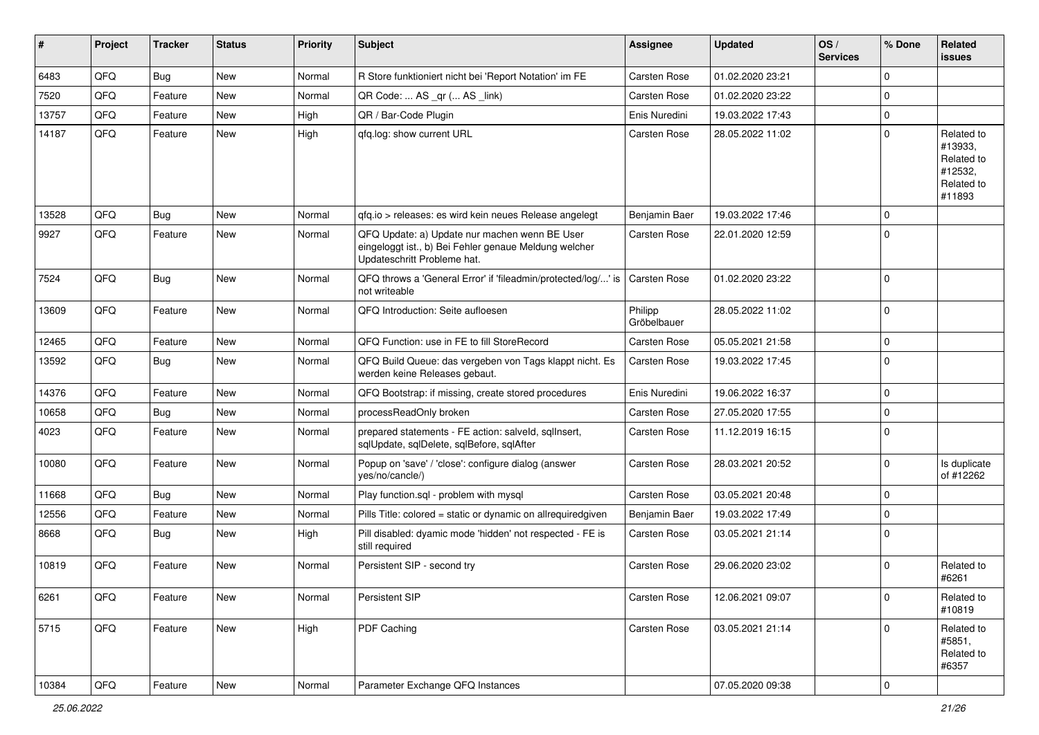| # | Project | Tracker | Status | Priority | Subject | Assignee | Updated | OS / Services | % Done | Related issues |
|---|---|---|---|---|---|---|---|---|---|---|
| 6483 | QFQ | Bug | New | Normal | R Store funktioniert nicht bei 'Report Notation' im FE | Carsten Rose | 01.02.2020 23:21 | | 0 | |
| 7520 | QFQ | Feature | New | Normal | QR Code: ... AS _qr (... AS _link) | Carsten Rose | 01.02.2020 23:22 | | 0 | |
| 13757 | QFQ | Feature | New | High | QR / Bar-Code Plugin | Enis Nuredini | 19.03.2022 17:43 | | 0 | |
| 14187 | QFQ | Feature | New | High | qfq.log: show current URL | Carsten Rose | 28.05.2022 11:02 | | 0 | Related to #13933, Related to #12532, Related to #11893 |
| 13528 | QFQ | Bug | New | Normal | qfq.io > releases: es wird kein neues Release angelegt | Benjamin Baer | 19.03.2022 17:46 | | 0 | |
| 9927 | QFQ | Feature | New | Normal | QFQ Update: a) Update nur machen wenn BE User eingeloggt ist., b) Bei Fehler genaue Meldung welcher Updateschritt Probleme hat. | Carsten Rose | 22.01.2020 12:59 | | 0 | |
| 7524 | QFQ | Bug | New | Normal | QFQ throws a 'General Error' if 'fileadmin/protected/log/...' is not writeable | Carsten Rose | 01.02.2020 23:22 | | 0 | |
| 13609 | QFQ | Feature | New | Normal | QFQ Introduction: Seite aufloesen | Philipp Gröbelbauer | 28.05.2022 11:02 | | 0 | |
| 12465 | QFQ | Feature | New | Normal | QFQ Function: use in FE to fill StoreRecord | Carsten Rose | 05.05.2021 21:58 | | 0 | |
| 13592 | QFQ | Bug | New | Normal | QFQ Build Queue: das vergeben von Tags klappt nicht. Es werden keine Releases gebaut. | Carsten Rose | 19.03.2022 17:45 | | 0 | |
| 14376 | QFQ | Feature | New | Normal | QFQ Bootstrap: if missing, create stored procedures | Enis Nuredini | 19.06.2022 16:37 | | 0 | |
| 10658 | QFQ | Bug | New | Normal | processReadOnly broken | Carsten Rose | 27.05.2020 17:55 | | 0 | |
| 4023 | QFQ | Feature | New | Normal | prepared statements - FE action: salveld, sqlInsert, sqlUpdate, sqlDelete, sqlBefore, sqlAfter | Carsten Rose | 11.12.2019 16:15 | | 0 | |
| 10080 | QFQ | Feature | New | Normal | Popup on 'save' / 'close': configure dialog (answer yes/no/cancle/) | Carsten Rose | 28.03.2021 20:52 | | 0 | Is duplicate of #12262 |
| 11668 | QFQ | Bug | New | Normal | Play function.sql - problem with mysql | Carsten Rose | 03.05.2021 20:48 | | 0 | |
| 12556 | QFQ | Feature | New | Normal | Pills Title: colored = static or dynamic on allrequiredgiven | Benjamin Baer | 19.03.2022 17:49 | | 0 | |
| 8668 | QFQ | Bug | New | High | Pill disabled: dyamic mode 'hidden' not respected - FE is still required | Carsten Rose | 03.05.2021 21:14 | | 0 | |
| 10819 | QFQ | Feature | New | Normal | Persistent SIP - second try | Carsten Rose | 29.06.2020 23:02 | | 0 | Related to #6261 |
| 6261 | QFQ | Feature | New | Normal | Persistent SIP | Carsten Rose | 12.06.2021 09:07 | | 0 | Related to #10819 |
| 5715 | QFQ | Feature | New | High | PDF Caching | Carsten Rose | 03.05.2021 21:14 | | 0 | Related to #5851, Related to #6357 |
| 10384 | QFQ | Feature | New | Normal | Parameter Exchange QFQ Instances | | 07.05.2020 09:38 | | 0 | |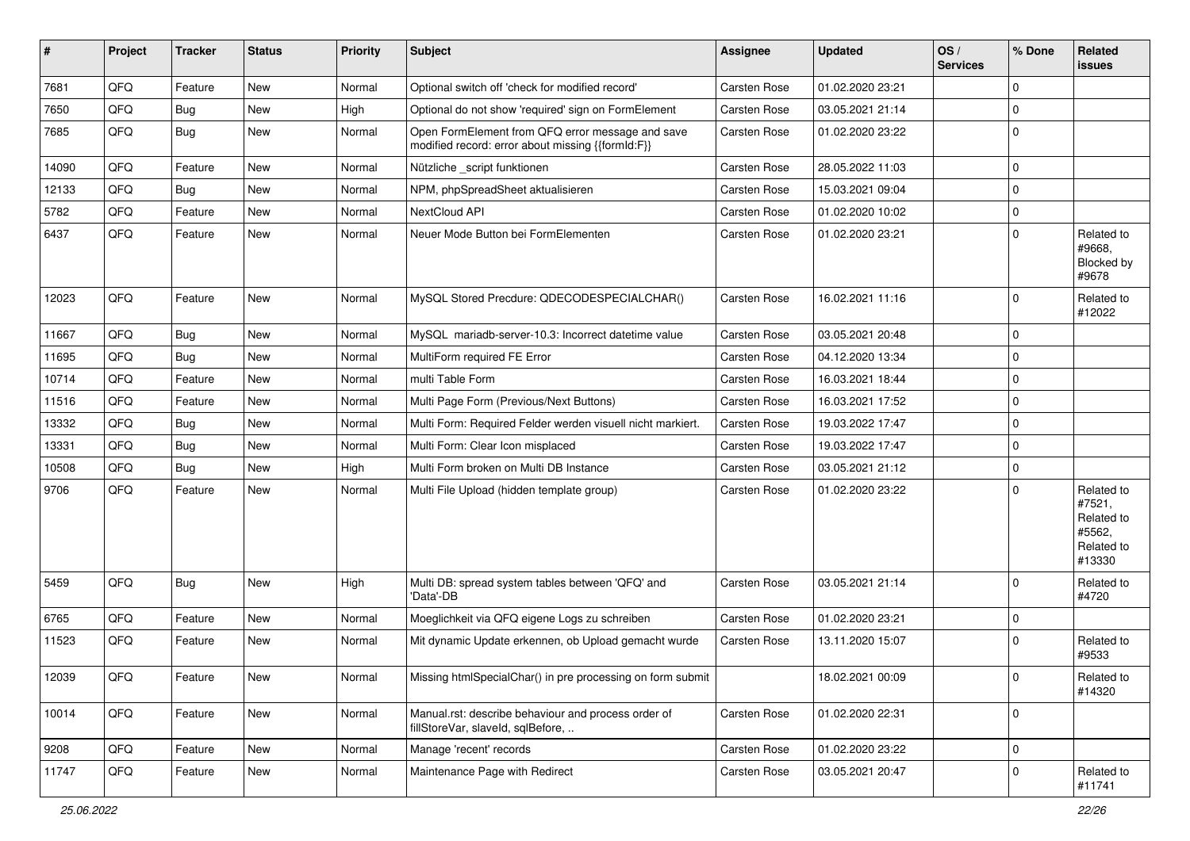| # | Project | Tracker | Status | Priority | Subject | Assignee | Updated | OS / Services | % Done | Related issues |
|---|---|---|---|---|---|---|---|---|---|---|
| 7681 | QFQ | Feature | New | Normal | Optional switch off 'check for modified record' | Carsten Rose | 01.02.2020 23:21 | | 0 | |
| 7650 | QFQ | Bug | New | High | Optional do not show 'required' sign on FormElement | Carsten Rose | 03.05.2021 21:14 | | 0 | |
| 7685 | QFQ | Bug | New | Normal | Open FormElement from QFQ error message and save modified record: error about missing {{formId:F}} | Carsten Rose | 01.02.2020 23:22 | | 0 | |
| 14090 | QFQ | Feature | New | Normal | Nützliche _script funktionen | Carsten Rose | 28.05.2022 11:03 | | 0 | |
| 12133 | QFQ | Bug | New | Normal | NPM, phpSpreadSheet aktualisieren | Carsten Rose | 15.03.2021 09:04 | | 0 | |
| 5782 | QFQ | Feature | New | Normal | NextCloud API | Carsten Rose | 01.02.2020 10:02 | | 0 | |
| 6437 | QFQ | Feature | New | Normal | Neuer Mode Button bei FormElementen | Carsten Rose | 01.02.2020 23:21 | | 0 | Related to #9668, Blocked by #9678 |
| 12023 | QFQ | Feature | New | Normal | MySQL Stored Precdure: QDECODESPECIALCHAR() | Carsten Rose | 16.02.2021 11:16 | | 0 | Related to #12022 |
| 11667 | QFQ | Bug | New | Normal | MySQL mariadb-server-10.3: Incorrect datetime value | Carsten Rose | 03.05.2021 20:48 | | 0 | |
| 11695 | QFQ | Bug | New | Normal | MultiForm required FE Error | Carsten Rose | 04.12.2020 13:34 | | 0 | |
| 10714 | QFQ | Feature | New | Normal | multi Table Form | Carsten Rose | 16.03.2021 18:44 | | 0 | |
| 11516 | QFQ | Feature | New | Normal | Multi Page Form (Previous/Next Buttons) | Carsten Rose | 16.03.2021 17:52 | | 0 | |
| 13332 | QFQ | Bug | New | Normal | Multi Form: Required Felder werden visuell nicht markiert. | Carsten Rose | 19.03.2022 17:47 | | 0 | |
| 13331 | QFQ | Bug | New | Normal | Multi Form: Clear Icon misplaced | Carsten Rose | 19.03.2022 17:47 | | 0 | |
| 10508 | QFQ | Bug | New | High | Multi Form broken on Multi DB Instance | Carsten Rose | 03.05.2021 21:12 | | 0 | |
| 9706 | QFQ | Feature | New | Normal | Multi File Upload (hidden template group) | Carsten Rose | 01.02.2020 23:22 | | 0 | Related to #7521, Related to #5562, Related to #13330 |
| 5459 | QFQ | Bug | New | High | Multi DB: spread system tables between 'QFQ' and 'Data'-DB | Carsten Rose | 03.05.2021 21:14 | | 0 | Related to #4720 |
| 6765 | QFQ | Feature | New | Normal | Moeglichkeit via QFQ eigene Logs zu schreiben | Carsten Rose | 01.02.2020 23:21 | | 0 | |
| 11523 | QFQ | Feature | New | Normal | Mit dynamic Update erkennen, ob Upload gemacht wurde | Carsten Rose | 13.11.2020 15:07 | | 0 | Related to #9533 |
| 12039 | QFQ | Feature | New | Normal | Missing htmlSpecialChar() in pre processing on form submit | | 18.02.2021 00:09 | | 0 | Related to #14320 |
| 10014 | QFQ | Feature | New | Normal | Manual.rst: describe behaviour and process order of fillStoreVar, slaveId, sqlBefore, .. | Carsten Rose | 01.02.2020 22:31 | | 0 | |
| 9208 | QFQ | Feature | New | Normal | Manage 'recent' records | Carsten Rose | 01.02.2020 23:22 | | 0 | |
| 11747 | QFQ | Feature | New | Normal | Maintenance Page with Redirect | Carsten Rose | 03.05.2021 20:47 | | 0 | Related to #11741 |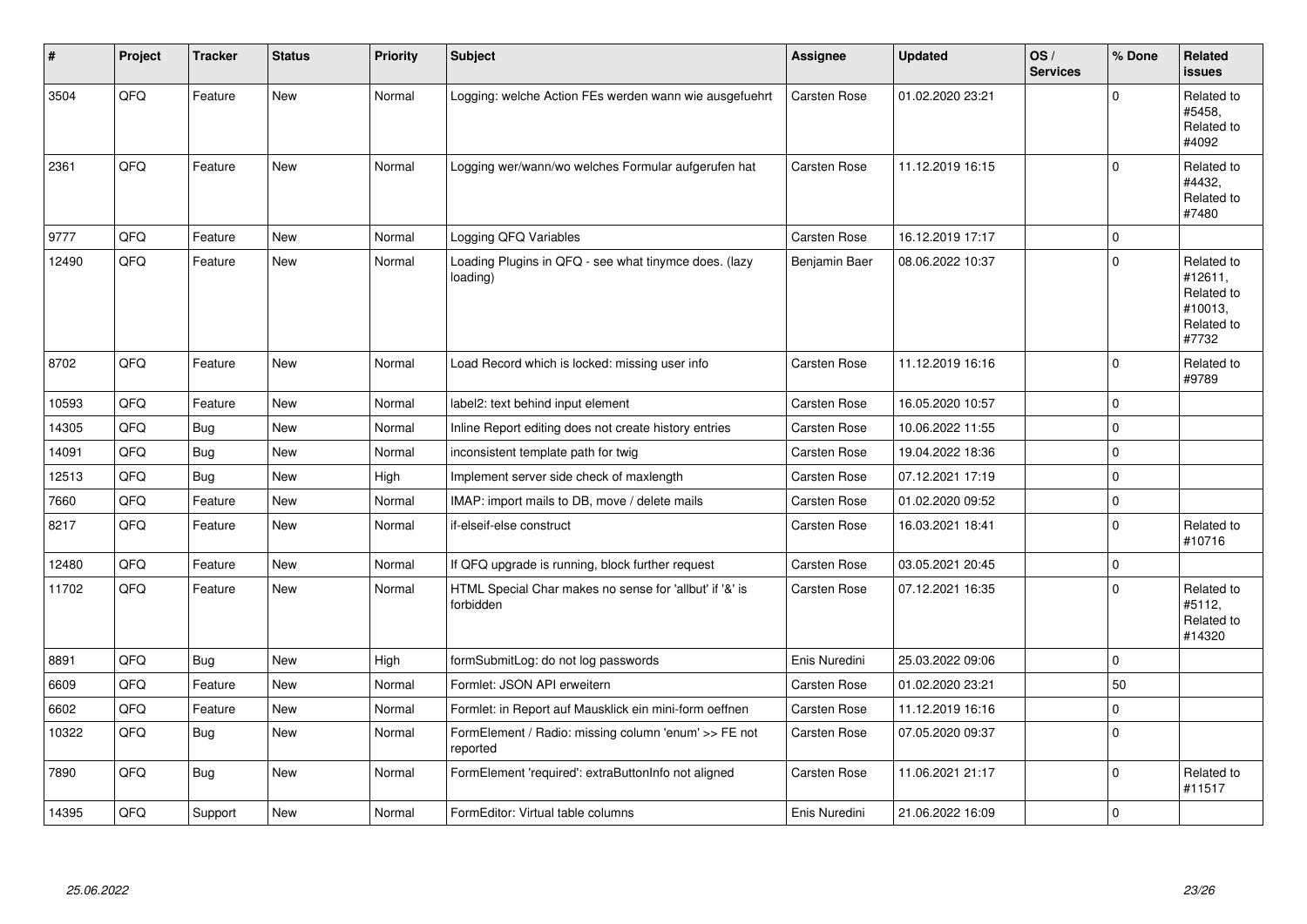| # | Project | Tracker | Status | Priority | Subject | Assignee | Updated | OS / Services | % Done | Related issues |
|---|---|---|---|---|---|---|---|---|---|---|
| 3504 | QFQ | Feature | New | Normal | Logging: welche Action FEs werden wann wie ausgefuehrt | Carsten Rose | 01.02.2020 23:21 | | 0 | Related to #5458, Related to #4092 |
| 2361 | QFQ | Feature | New | Normal | Logging wer/wann/wo welches Formular aufgerufen hat | Carsten Rose | 11.12.2019 16:15 | | 0 | Related to #4432, Related to #7480 |
| 9777 | QFQ | Feature | New | Normal | Logging QFQ Variables | Carsten Rose | 16.12.2019 17:17 | | 0 | |
| 12490 | QFQ | Feature | New | Normal | Loading Plugins in QFQ - see what tinymce does. (lazy loading) | Benjamin Baer | 08.06.2022 10:37 | | 0 | Related to #12611, Related to #10013, Related to #7732 |
| 8702 | QFQ | Feature | New | Normal | Load Record which is locked: missing user info | Carsten Rose | 11.12.2019 16:16 | | 0 | Related to #9789 |
| 10593 | QFQ | Feature | New | Normal | label2: text behind input element | Carsten Rose | 16.05.2020 10:57 | | 0 | |
| 14305 | QFQ | Bug | New | Normal | Inline Report editing does not create history entries | Carsten Rose | 10.06.2022 11:55 | | 0 | |
| 14091 | QFQ | Bug | New | Normal | inconsistent template path for twig | Carsten Rose | 19.04.2022 18:36 | | 0 | |
| 12513 | QFQ | Bug | New | High | Implement server side check of maxlength | Carsten Rose | 07.12.2021 17:19 | | 0 | |
| 7660 | QFQ | Feature | New | Normal | IMAP: import mails to DB, move / delete mails | Carsten Rose | 01.02.2020 09:52 | | 0 | |
| 8217 | QFQ | Feature | New | Normal | if-elseif-else construct | Carsten Rose | 16.03.2021 18:41 | | 0 | Related to #10716 |
| 12480 | QFQ | Feature | New | Normal | If QFQ upgrade is running, block further request | Carsten Rose | 03.05.2021 20:45 | | 0 | |
| 11702 | QFQ | Feature | New | Normal | HTML Special Char makes no sense for 'allbut' if '&' is forbidden | Carsten Rose | 07.12.2021 16:35 | | 0 | Related to #5112, Related to #14320 |
| 8891 | QFQ | Bug | New | High | formSubmitLog: do not log passwords | Enis Nuredini | 25.03.2022 09:06 | | 0 | |
| 6609 | QFQ | Feature | New | Normal | Formlet: JSON API erweitern | Carsten Rose | 01.02.2020 23:21 | | 50 | |
| 6602 | QFQ | Feature | New | Normal | Formlet: in Report auf Mausklick ein mini-form oeffnen | Carsten Rose | 11.12.2019 16:16 | | 0 | |
| 10322 | QFQ | Bug | New | Normal | FormElement / Radio: missing column 'enum' >> FE not reported | Carsten Rose | 07.05.2020 09:37 | | 0 | |
| 7890 | QFQ | Bug | New | Normal | FormElement 'required': extraButtonInfo not aligned | Carsten Rose | 11.06.2021 21:17 | | 0 | Related to #11517 |
| 14395 | QFQ | Support | New | Normal | FormEditor: Virtual table columns | Enis Nuredini | 21.06.2022 16:09 | | 0 | |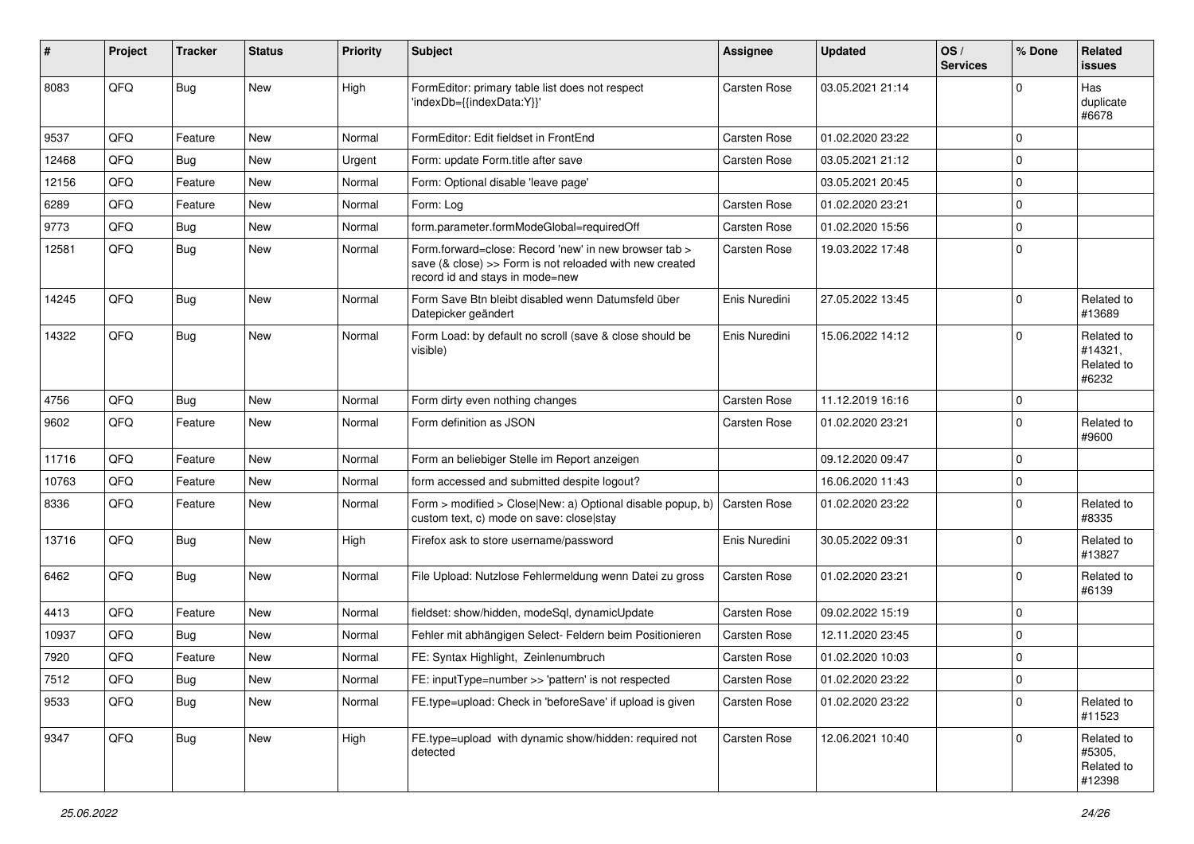| # | Project | Tracker | Status | Priority | Subject | Assignee | Updated | OS / Services | % Done | Related issues |
|---|---|---|---|---|---|---|---|---|---|---|
| 8083 | QFQ | Bug | New | High | FormEditor: primary table list does not respect 'indexDb={{indexData:Y}}' | Carsten Rose | 03.05.2021 21:14 | | 0 | Has duplicate #6678 |
| 9537 | QFQ | Feature | New | Normal | FormEditor: Edit fieldset in FrontEnd | Carsten Rose | 01.02.2020 23:22 | | 0 | |
| 12468 | QFQ | Bug | New | Urgent | Form: update Form.title after save | Carsten Rose | 03.05.2021 21:12 | | 0 | |
| 12156 | QFQ | Feature | New | Normal | Form: Optional disable 'leave page' | | 03.05.2021 20:45 | | 0 | |
| 6289 | QFQ | Feature | New | Normal | Form: Log | Carsten Rose | 01.02.2020 23:21 | | 0 | |
| 9773 | QFQ | Bug | New | Normal | form.parameter.formModeGlobal=requiredOff | Carsten Rose | 01.02.2020 15:56 | | 0 | |
| 12581 | QFQ | Bug | New | Normal | Form.forward=close: Record 'new' in new browser tab > save (& close) >> Form is not reloaded with new created record id and stays in mode=new | Carsten Rose | 19.03.2022 17:48 | | 0 | |
| 14245 | QFQ | Bug | New | Normal | Form Save Btn bleibt disabled wenn Datumsfeld über Datepicker geändert | Enis Nuredini | 27.05.2022 13:45 | | 0 | Related to #13689 |
| 14322 | QFQ | Bug | New | Normal | Form Load: by default no scroll (save & close should be visible) | Enis Nuredini | 15.06.2022 14:12 | | 0 | Related to #14321, Related to #6232 |
| 4756 | QFQ | Bug | New | Normal | Form dirty even nothing changes | Carsten Rose | 11.12.2019 16:16 | | 0 | |
| 9602 | QFQ | Feature | New | Normal | Form definition as JSON | Carsten Rose | 01.02.2020 23:21 | | 0 | Related to #9600 |
| 11716 | QFQ | Feature | New | Normal | Form an beliebiger Stelle im Report anzeigen | | 09.12.2020 09:47 | | 0 | |
| 10763 | QFQ | Feature | New | Normal | form accessed and submitted despite logout? | | 16.06.2020 11:43 | | 0 | |
| 8336 | QFQ | Feature | New | Normal | Form > modified > Close\|New: a) Optional disable popup, b) custom text, c) mode on save: close\|stay | Carsten Rose | 01.02.2020 23:22 | | 0 | Related to #8335 |
| 13716 | QFQ | Bug | New | High | Firefox ask to store username/password | Enis Nuredini | 30.05.2022 09:31 | | 0 | Related to #13827 |
| 6462 | QFQ | Bug | New | Normal | File Upload: Nutzlose Fehlermeldung wenn Datei zu gross | Carsten Rose | 01.02.2020 23:21 | | 0 | Related to #6139 |
| 4413 | QFQ | Feature | New | Normal | fieldset: show/hidden, modeSql, dynamicUpdate | Carsten Rose | 09.02.2022 15:19 | | 0 | |
| 10937 | QFQ | Bug | New | Normal | Fehler mit abhängigen Select- Feldern beim Positionieren | Carsten Rose | 12.11.2020 23:45 | | 0 | |
| 7920 | QFQ | Feature | New | Normal | FE: Syntax Highlight, Zeinlenumbruch | Carsten Rose | 01.02.2020 10:03 | | 0 | |
| 7512 | QFQ | Bug | New | Normal | FE: inputType=number >> 'pattern' is not respected | Carsten Rose | 01.02.2020 23:22 | | 0 | |
| 9533 | QFQ | Bug | New | Normal | FE.type=upload: Check in 'beforeSave' if upload is given | Carsten Rose | 01.02.2020 23:22 | | 0 | Related to #11523 |
| 9347 | QFQ | Bug | New | High | FE.type=upload with dynamic show/hidden: required not detected | Carsten Rose | 12.06.2021 10:40 | | 0 | Related to #5305, Related to #12398 |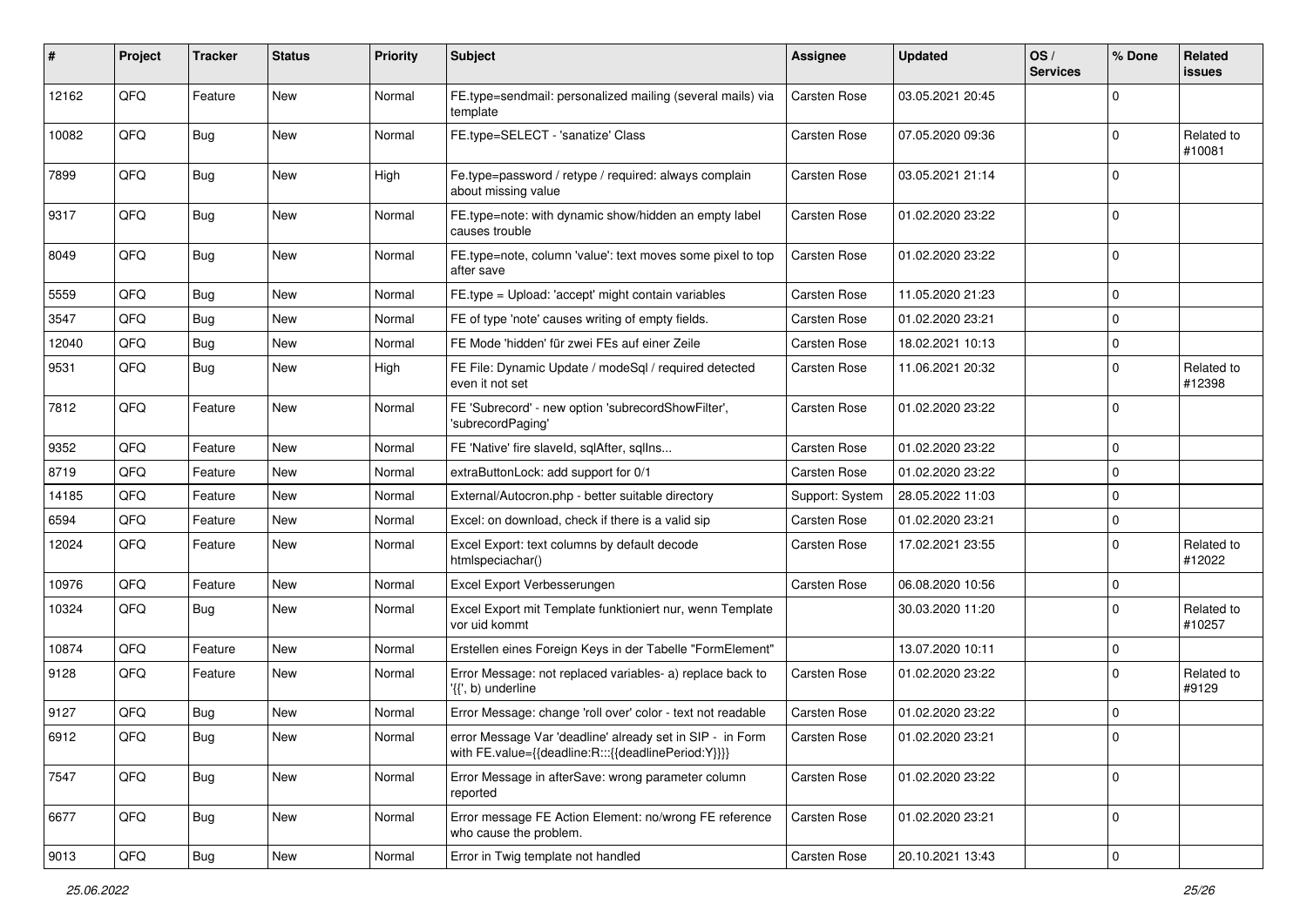| # | Project | Tracker | Status | Priority | Subject | Assignee | Updated | OS / Services | % Done | Related issues |
|---|---|---|---|---|---|---|---|---|---|---|
| 12162 | QFQ | Feature | New | Normal | FE.type=sendmail: personalized mailing (several mails) via template | Carsten Rose | 03.05.2021 20:45 | | 0 | |
| 10082 | QFQ | Bug | New | Normal | FE.type=SELECT - 'sanatize' Class | Carsten Rose | 07.05.2020 09:36 | | 0 | Related to #10081 |
| 7899 | QFQ | Bug | New | High | Fe.type=password / retype / required: always complain about missing value | Carsten Rose | 03.05.2021 21:14 | | 0 | |
| 9317 | QFQ | Bug | New | Normal | FE.type=note: with dynamic show/hidden an empty label causes trouble | Carsten Rose | 01.02.2020 23:22 | | 0 | |
| 8049 | QFQ | Bug | New | Normal | FE.type=note, column 'value': text moves some pixel to top after save | Carsten Rose | 01.02.2020 23:22 | | 0 | |
| 5559 | QFQ | Bug | New | Normal | FE.type = Upload: 'accept' might contain variables | Carsten Rose | 11.05.2020 21:23 | | 0 | |
| 3547 | QFQ | Bug | New | Normal | FE of type 'note' causes writing of empty fields. | Carsten Rose | 01.02.2020 23:21 | | 0 | |
| 12040 | QFQ | Bug | New | Normal | FE Mode 'hidden' für zwei FEs auf einer Zeile | Carsten Rose | 18.02.2021 10:13 | | 0 | |
| 9531 | QFQ | Bug | New | High | FE File: Dynamic Update / modeSql / required detected even it not set | Carsten Rose | 11.06.2021 20:32 | | 0 | Related to #12398 |
| 7812 | QFQ | Feature | New | Normal | FE 'Subrecord' - new option 'subrecordShowFilter', 'subrecordPaging' | Carsten Rose | 01.02.2020 23:22 | | 0 | |
| 9352 | QFQ | Feature | New | Normal | FE 'Native' fire slaveId, sqlAfter, sqlIns... | Carsten Rose | 01.02.2020 23:22 | | 0 | |
| 8719 | QFQ | Feature | New | Normal | extraButtonLock: add support for 0/1 | Carsten Rose | 01.02.2020 23:22 | | 0 | |
| 14185 | QFQ | Feature | New | Normal | External/Autocron.php - better suitable directory | Support: System | 28.05.2022 11:03 | | 0 | |
| 6594 | QFQ | Feature | New | Normal | Excel: on download, check if there is a valid sip | Carsten Rose | 01.02.2020 23:21 | | 0 | |
| 12024 | QFQ | Feature | New | Normal | Excel Export: text columns by default decode htmlspeciachar() | Carsten Rose | 17.02.2021 23:55 | | 0 | Related to #12022 |
| 10976 | QFQ | Feature | New | Normal | Excel Export Verbesserungen | Carsten Rose | 06.08.2020 10:56 | | 0 | |
| 10324 | QFQ | Bug | New | Normal | Excel Export mit Template funktioniert nur, wenn Template vor uid kommt | | 30.03.2020 11:20 | | 0 | Related to #10257 |
| 10874 | QFQ | Feature | New | Normal | Erstellen eines Foreign Keys in der Tabelle "FormElement" | | 13.07.2020 10:11 | | 0 | |
| 9128 | QFQ | Feature | New | Normal | Error Message: not replaced variables- a) replace back to '{{', b) underline | Carsten Rose | 01.02.2020 23:22 | | 0 | Related to #9129 |
| 9127 | QFQ | Bug | New | Normal | Error Message: change 'roll over' color - text not readable | Carsten Rose | 01.02.2020 23:22 | | 0 | |
| 6912 | QFQ | Bug | New | Normal | error Message Var 'deadline' already set in SIP - in Form with FE.value={{deadline:R:::{{deadlinePeriod:Y}}}} | Carsten Rose | 01.02.2020 23:21 | | 0 | |
| 7547 | QFQ | Bug | New | Normal | Error Message in afterSave: wrong parameter column reported | Carsten Rose | 01.02.2020 23:22 | | 0 | |
| 6677 | QFQ | Bug | New | Normal | Error message FE Action Element: no/wrong FE reference who cause the problem. | Carsten Rose | 01.02.2020 23:21 | | 0 | |
| 9013 | QFQ | Bug | New | Normal | Error in Twig template not handled | Carsten Rose | 20.10.2021 13:43 | | 0 | |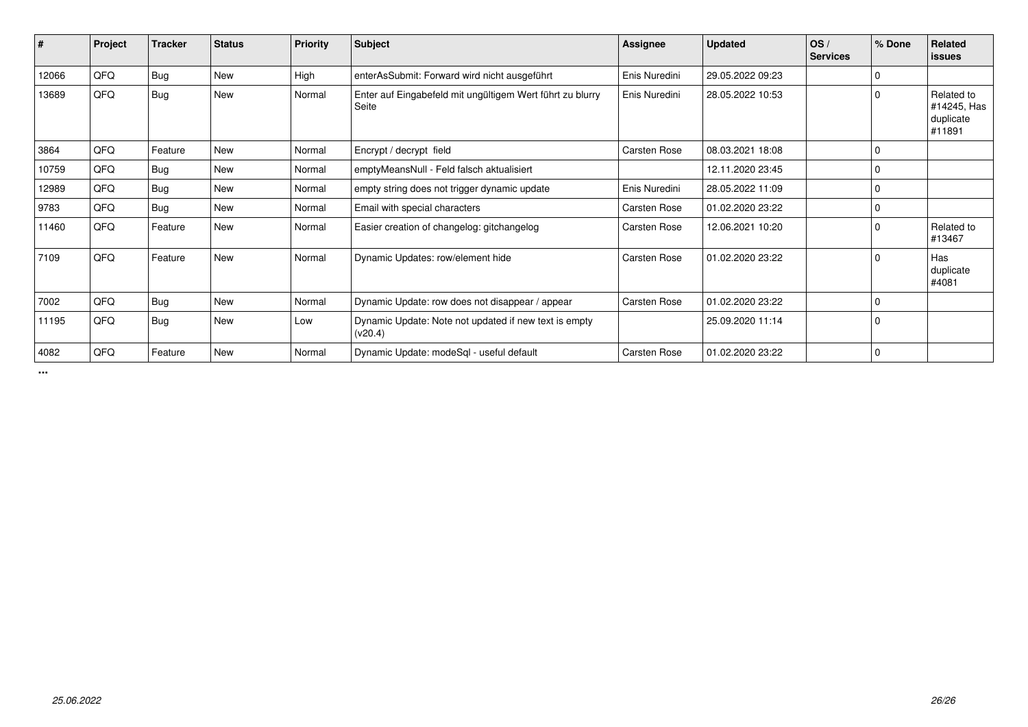| # | Project | Tracker | Status | Priority | Subject | Assignee | Updated | OS / Services | % Done | Related issues |
|---|---|---|---|---|---|---|---|---|---|---|
| 12066 | QFQ | Bug | New | High | enterAsSubmit: Forward wird nicht ausgeführt | Enis Nuredini | 29.05.2022 09:23 | | 0 | |
| 13689 | QFQ | Bug | New | Normal | Enter auf Eingabefeld mit ungültigem Wert führt zu blurry Seite | Enis Nuredini | 28.05.2022 10:53 | | 0 | Related to #14245, Has duplicate #11891 |
| 3864 | QFQ | Feature | New | Normal | Encrypt / decrypt field | Carsten Rose | 08.03.2021 18:08 | | 0 | |
| 10759 | QFQ | Bug | New | Normal | emptyMeansNull - Feld falsch aktualisiert | | 12.11.2020 23:45 | | 0 | |
| 12989 | QFQ | Bug | New | Normal | empty string does not trigger dynamic update | Enis Nuredini | 28.05.2022 11:09 | | 0 | |
| 9783 | QFQ | Bug | New | Normal | Email with special characters | Carsten Rose | 01.02.2020 23:22 | | 0 | |
| 11460 | QFQ | Feature | New | Normal | Easier creation of changelog: gitchangelog | Carsten Rose | 12.06.2021 10:20 | | 0 | Related to #13467 |
| 7109 | QFQ | Feature | New | Normal | Dynamic Updates: row/element hide | Carsten Rose | 01.02.2020 23:22 | | 0 | Has duplicate #4081 |
| 7002 | QFQ | Bug | New | Normal | Dynamic Update: row does not disappear / appear | Carsten Rose | 01.02.2020 23:22 | | 0 | |
| 11195 | QFQ | Bug | New | Low | Dynamic Update: Note not updated if new text is empty (v20.4) | | 25.09.2020 11:14 | | 0 | |
| 4082 | QFQ | Feature | New | Normal | Dynamic Update: modeSql - useful default | Carsten Rose | 01.02.2020 23:22 | | 0 | |

...